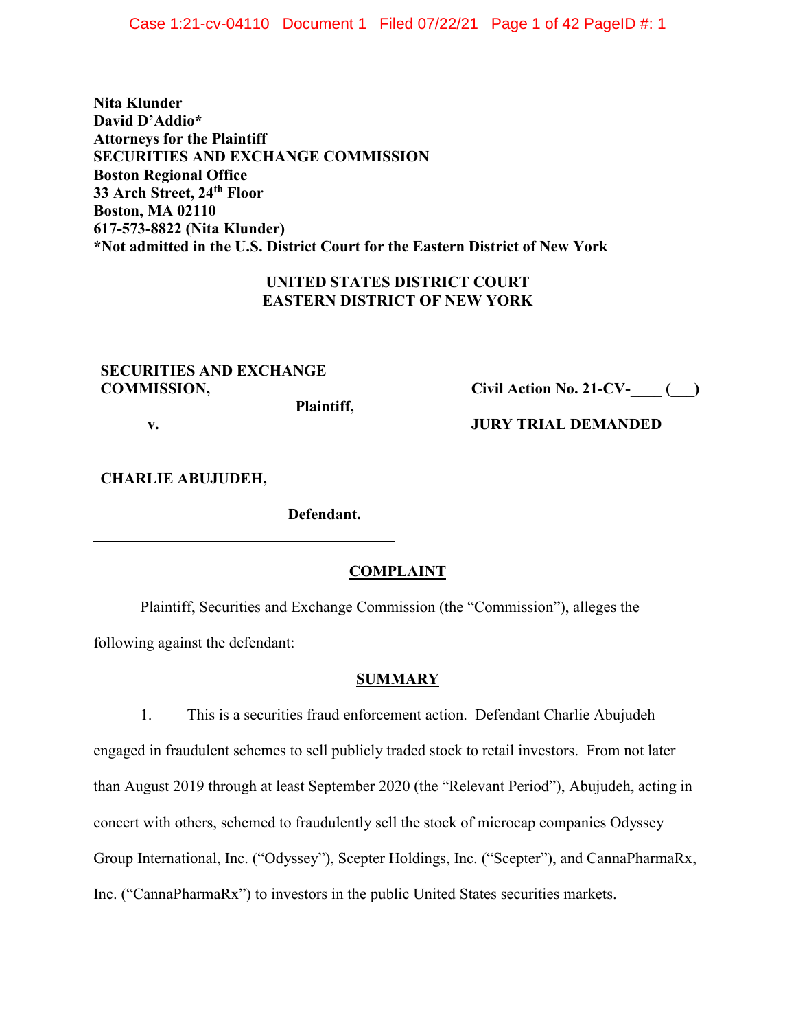**Nita Klunder**
**David D'Addio***
**Attorneys for the Plaintiff**
**SECURITIES AND EXCHANGE COMMISSION**
**Boston Regional Office**
**33 Arch Street, 24th Floor**
**Boston, MA 02110**
**617-573-8822 (Nita Klunder)**
***Not admitted in the U.S. District Court for the Eastern District of New York**

**UNITED STATES DISTRICT COURT**
**EASTERN DISTRICT OF NEW YORK**

| | |
|---|---|
| **SECURITIES AND EXCHANGE COMMISSION,** **Plaintiff,** v. **CHARLIE ABUJUDEH,** **Defendant.** | **Civil Action No. 21-CV-____ (___)** **JURY TRIAL DEMANDED** |

## COMPLAINT

Plaintiff, Securities and Exchange Commission (the "Commission"), alleges the following against the defendant:

## SUMMARY

1. This is a securities fraud enforcement action. Defendant Charlie Abujudeh engaged in fraudulent schemes to sell publicly traded stock to retail investors. From not later than August 2019 through at least September 2020 (the "Relevant Period"), Abujudeh, acting in concert with others, schemed to fraudulently sell the stock of microcap companies Odyssey Group International, Inc. ("Odyssey"), Scepter Holdings, Inc. ("Scepter"), and CannaPharmaRx, Inc. ("CannaPharmaRx") to investors in the public United States securities markets.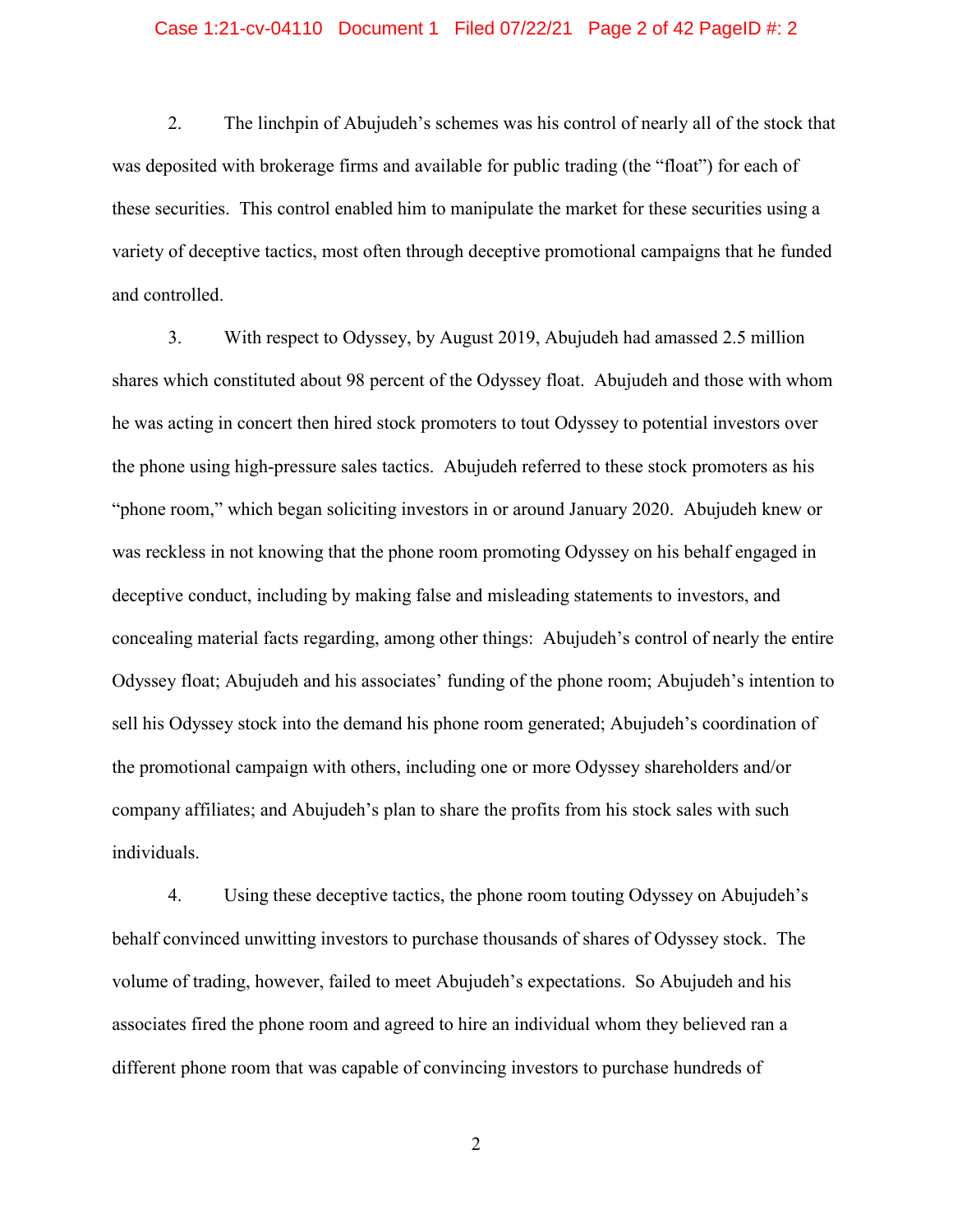2. The linchpin of Abujudeh's schemes was his control of nearly all of the stock that was deposited with brokerage firms and available for public trading (the "float") for each of these securities. This control enabled him to manipulate the market for these securities using a variety of deceptive tactics, most often through deceptive promotional campaigns that he funded and controlled.

3. With respect to Odyssey, by August 2019, Abujudeh had amassed 2.5 million shares which constituted about 98 percent of the Odyssey float. Abujudeh and those with whom he was acting in concert then hired stock promoters to tout Odyssey to potential investors over the phone using high-pressure sales tactics. Abujudeh referred to these stock promoters as his "phone room," which began soliciting investors in or around January 2020. Abujudeh knew or was reckless in not knowing that the phone room promoting Odyssey on his behalf engaged in deceptive conduct, including by making false and misleading statements to investors, and concealing material facts regarding, among other things: Abujudeh's control of nearly the entire Odyssey float; Abujudeh and his associates' funding of the phone room; Abujudeh's intention to sell his Odyssey stock into the demand his phone room generated; Abujudeh's coordination of the promotional campaign with others, including one or more Odyssey shareholders and/or company affiliates; and Abujudeh's plan to share the profits from his stock sales with such individuals.

4. Using these deceptive tactics, the phone room touting Odyssey on Abujudeh's behalf convinced unwitting investors to purchase thousands of shares of Odyssey stock. The volume of trading, however, failed to meet Abujudeh's expectations. So Abujudeh and his associates fired the phone room and agreed to hire an individual whom they believed ran a different phone room that was capable of convincing investors to purchase hundreds of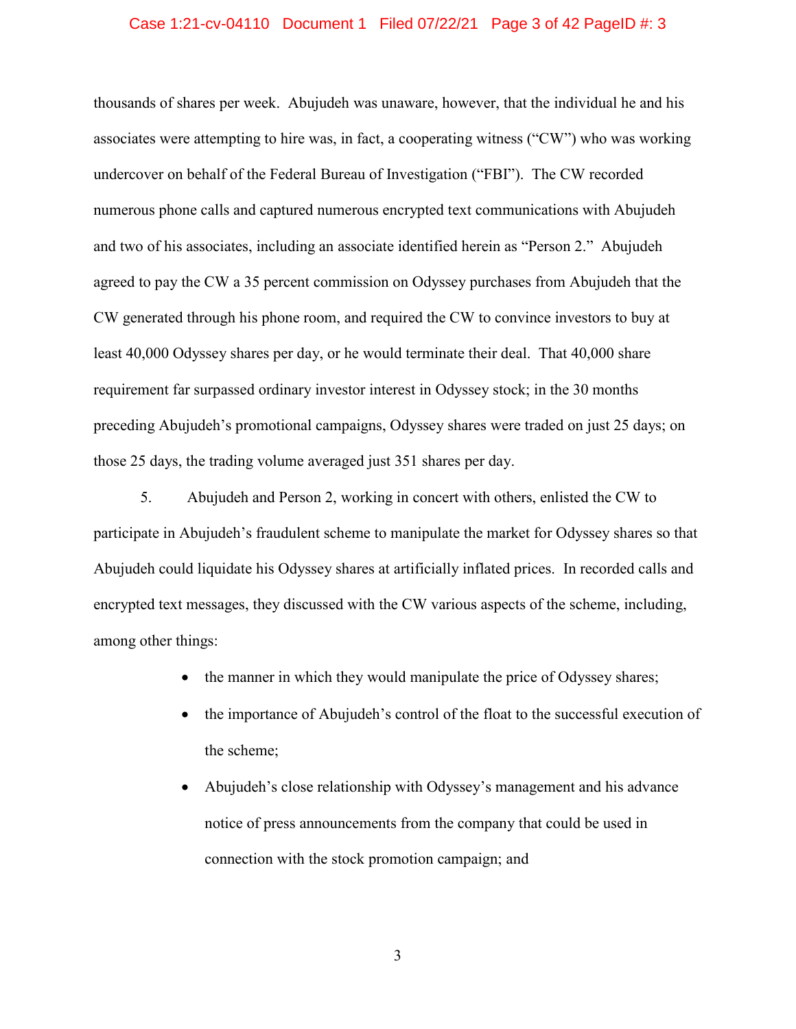thousands of shares per week. Abujudeh was unaware, however, that the individual he and his associates were attempting to hire was, in fact, a cooperating witness ("CW") who was working undercover on behalf of the Federal Bureau of Investigation ("FBI"). The CW recorded numerous phone calls and captured numerous encrypted text communications with Abujudeh and two of his associates, including an associate identified herein as "Person 2." Abujudeh agreed to pay the CW a 35 percent commission on Odyssey purchases from Abujudeh that the CW generated through his phone room, and required the CW to convince investors to buy at least 40,000 Odyssey shares per day, or he would terminate their deal. That 40,000 share requirement far surpassed ordinary investor interest in Odyssey stock; in the 30 months preceding Abujudeh's promotional campaigns, Odyssey shares were traded on just 25 days; on those 25 days, the trading volume averaged just 351 shares per day.

5. Abujudeh and Person 2, working in concert with others, enlisted the CW to participate in Abujudeh's fraudulent scheme to manipulate the market for Odyssey shares so that Abujudeh could liquidate his Odyssey shares at artificially inflated prices. In recorded calls and encrypted text messages, they discussed with the CW various aspects of the scheme, including, among other things:

- the manner in which they would manipulate the price of Odyssey shares;
- the importance of Abujudeh's control of the float to the successful execution of the scheme;
- Abujudeh's close relationship with Odyssey's management and his advance notice of press announcements from the company that could be used in connection with the stock promotion campaign; and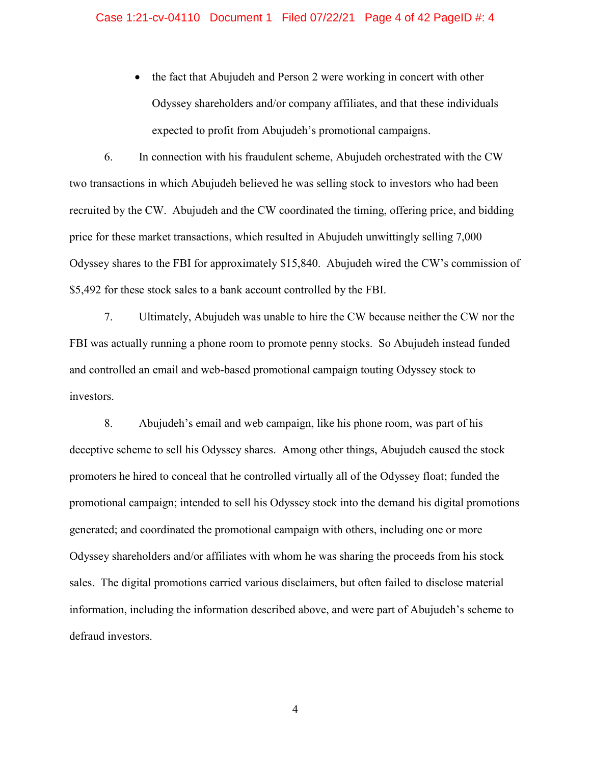- the fact that Abujudeh and Person 2 were working in concert with other Odyssey shareholders and/or company affiliates, and that these individuals expected to profit from Abujudeh's promotional campaigns.

6. In connection with his fraudulent scheme, Abujudeh orchestrated with the CW two transactions in which Abujudeh believed he was selling stock to investors who had been recruited by the CW. Abujudeh and the CW coordinated the timing, offering price, and bidding price for these market transactions, which resulted in Abujudeh unwittingly selling 7,000 Odyssey shares to the FBI for approximately $15,840. Abujudeh wired the CW's commission of $5,492 for these stock sales to a bank account controlled by the FBI.

7. Ultimately, Abujudeh was unable to hire the CW because neither the CW nor the FBI was actually running a phone room to promote penny stocks. So Abujudeh instead funded and controlled an email and web-based promotional campaign touting Odyssey stock to investors.

8. Abujudeh's email and web campaign, like his phone room, was part of his deceptive scheme to sell his Odyssey shares. Among other things, Abujudeh caused the stock promoters he hired to conceal that he controlled virtually all of the Odyssey float; funded the promotional campaign; intended to sell his Odyssey stock into the demand his digital promotions generated; and coordinated the promotional campaign with others, including one or more Odyssey shareholders and/or affiliates with whom he was sharing the proceeds from his stock sales. The digital promotions carried various disclaimers, but often failed to disclose material information, including the information described above, and were part of Abujudeh's scheme to defraud investors.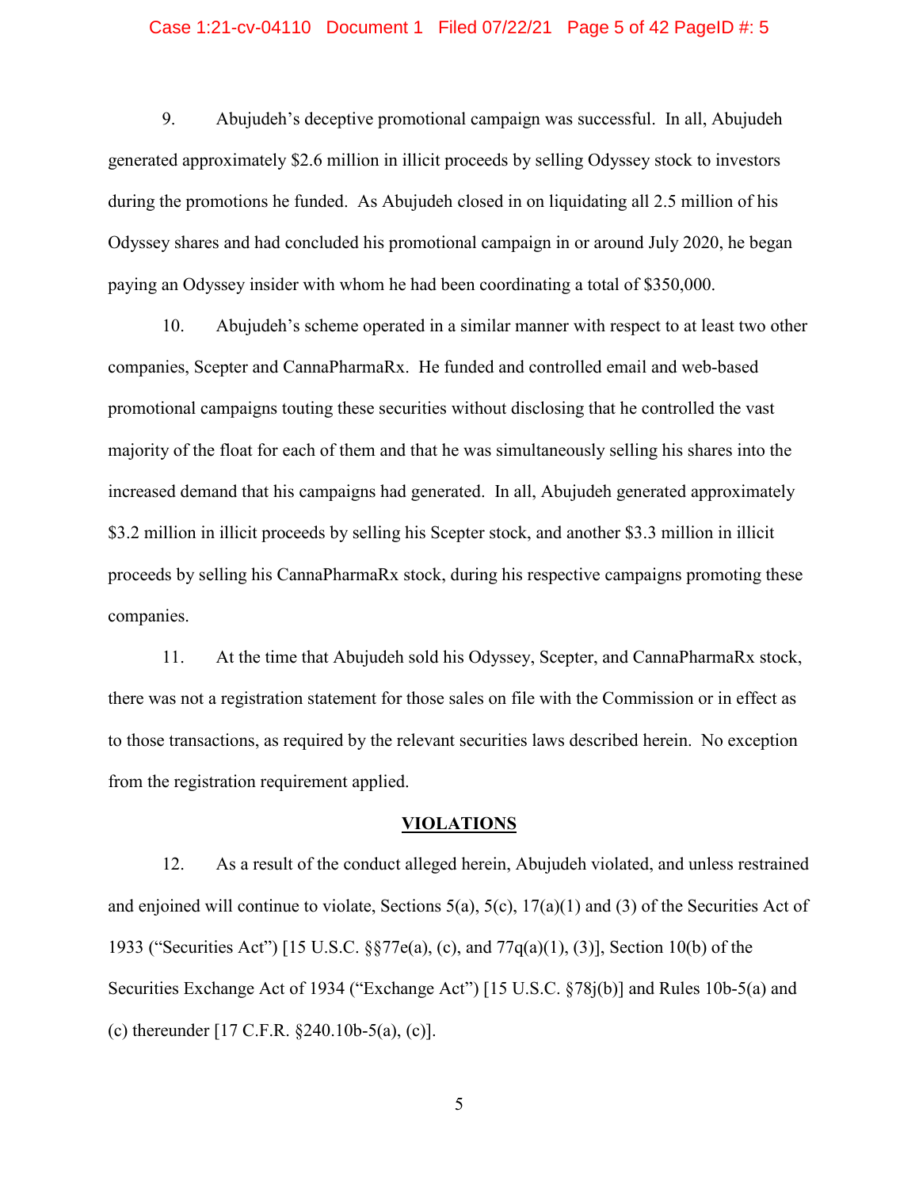9. Abujudeh's deceptive promotional campaign was successful. In all, Abujudeh generated approximately $2.6 million in illicit proceeds by selling Odyssey stock to investors during the promotions he funded. As Abujudeh closed in on liquidating all 2.5 million of his Odyssey shares and had concluded his promotional campaign in or around July 2020, he began paying an Odyssey insider with whom he had been coordinating a total of $350,000.

10. Abujudeh's scheme operated in a similar manner with respect to at least two other companies, Scepter and CannaPharmaRx. He funded and controlled email and web-based promotional campaigns touting these securities without disclosing that he controlled the vast majority of the float for each of them and that he was simultaneously selling his shares into the increased demand that his campaigns had generated. In all, Abujudeh generated approximately $3.2 million in illicit proceeds by selling his Scepter stock, and another $3.3 million in illicit proceeds by selling his CannaPharmaRx stock, during his respective campaigns promoting these companies.

11. At the time that Abujudeh sold his Odyssey, Scepter, and CannaPharmaRx stock, there was not a registration statement for those sales on file with the Commission or in effect as to those transactions, as required by the relevant securities laws described herein. No exception from the registration requirement applied.

## VIOLATIONS

12. As a result of the conduct alleged herein, Abujudeh violated, and unless restrained and enjoined will continue to violate, Sections 5(a), 5(c), 17(a)(1) and (3) of the Securities Act of 1933 ("Securities Act") [15 U.S.C. §§77e(a), (c), and 77q(a)(1), (3)], Section 10(b) of the Securities Exchange Act of 1934 ("Exchange Act") [15 U.S.C. §78j(b)] and Rules 10b-5(a) and (c) thereunder [17 C.F.R. §240.10b-5(a), (c)].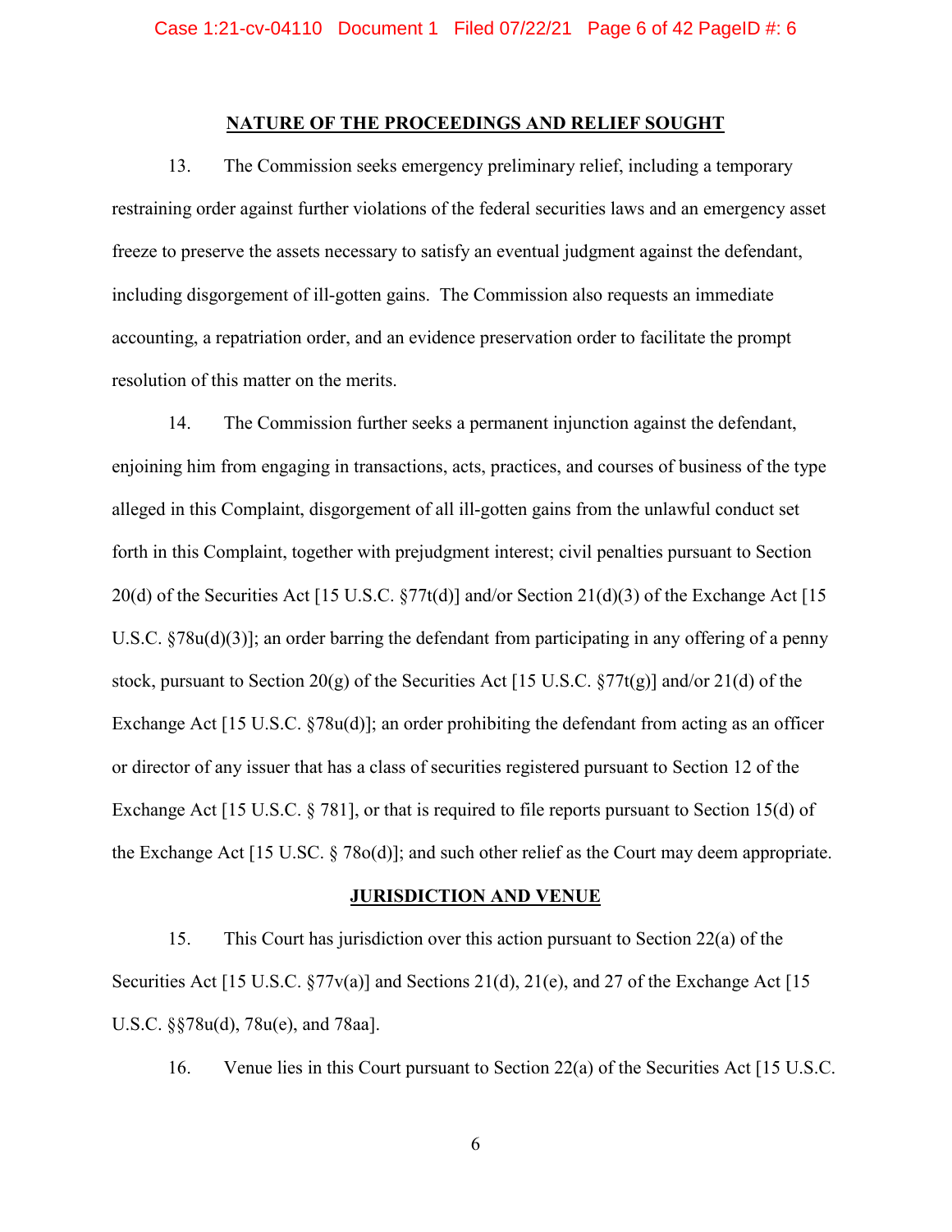## NATURE OF THE PROCEEDINGS AND RELIEF SOUGHT

13. The Commission seeks emergency preliminary relief, including a temporary restraining order against further violations of the federal securities laws and an emergency asset freeze to preserve the assets necessary to satisfy an eventual judgment against the defendant, including disgorgement of ill-gotten gains. The Commission also requests an immediate accounting, a repatriation order, and an evidence preservation order to facilitate the prompt resolution of this matter on the merits.

14. The Commission further seeks a permanent injunction against the defendant, enjoining him from engaging in transactions, acts, practices, and courses of business of the type alleged in this Complaint, disgorgement of all ill-gotten gains from the unlawful conduct set forth in this Complaint, together with prejudgment interest; civil penalties pursuant to Section 20(d) of the Securities Act [15 U.S.C. §77t(d)] and/or Section 21(d)(3) of the Exchange Act [15 U.S.C. §78u(d)(3)]; an order barring the defendant from participating in any offering of a penny stock, pursuant to Section 20(g) of the Securities Act [15 U.S.C. §77t(g)] and/or 21(d) of the Exchange Act [15 U.S.C. §78u(d)]; an order prohibiting the defendant from acting as an officer or director of any issuer that has a class of securities registered pursuant to Section 12 of the Exchange Act [15 U.S.C. § 781], or that is required to file reports pursuant to Section 15(d) of the Exchange Act [15 U.SC. § 78o(d)]; and such other relief as the Court may deem appropriate.

## JURISDICTION AND VENUE

15. This Court has jurisdiction over this action pursuant to Section 22(a) of the Securities Act [15 U.S.C. §77v(a)] and Sections 21(d), 21(e), and 27 of the Exchange Act [15 U.S.C. §§78u(d), 78u(e), and 78aa].

16. Venue lies in this Court pursuant to Section 22(a) of the Securities Act [15 U.S.C.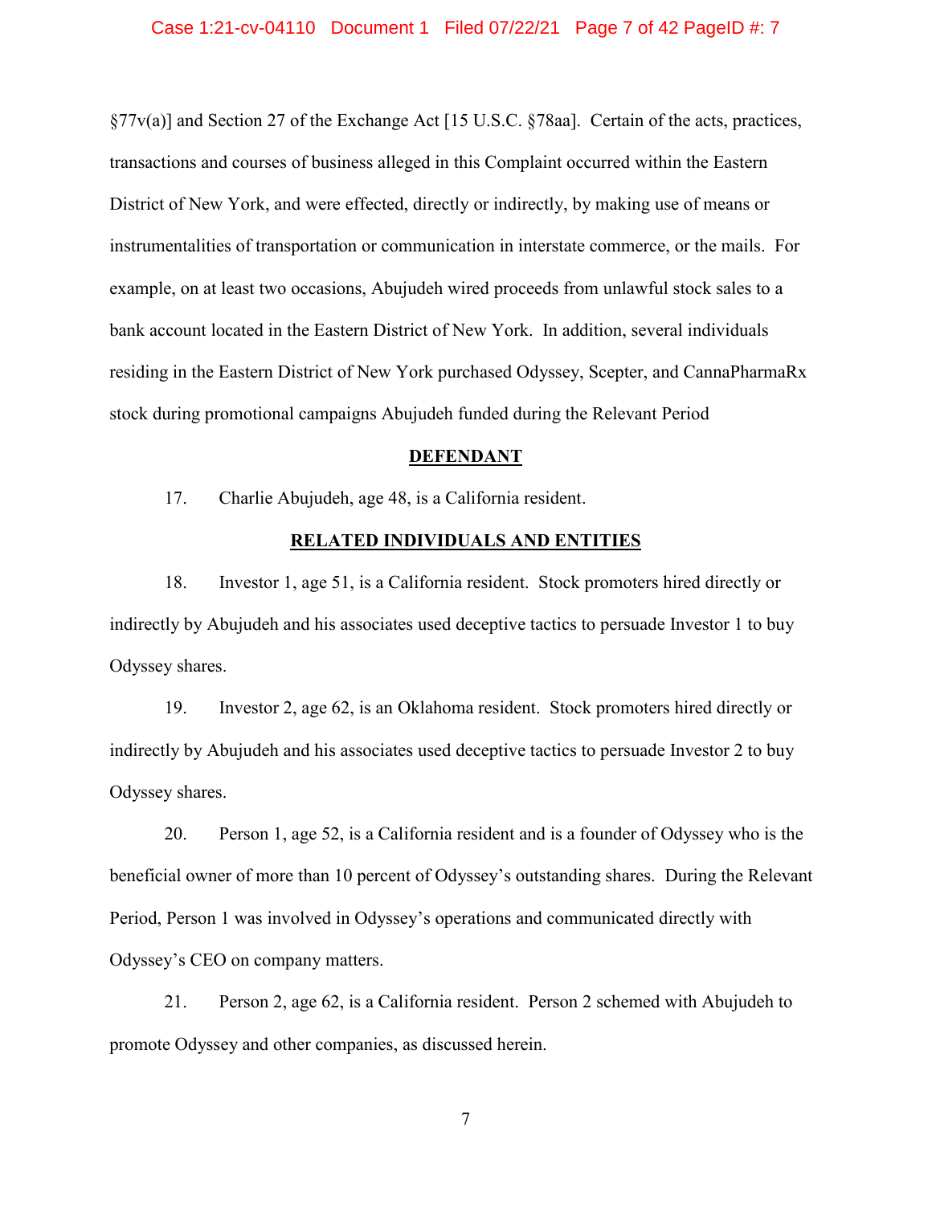§77v(a)] and Section 27 of the Exchange Act [15 U.S.C. §78aa]. Certain of the acts, practices, transactions and courses of business alleged in this Complaint occurred within the Eastern District of New York, and were effected, directly or indirectly, by making use of means or instrumentalities of transportation or communication in interstate commerce, or the mails. For example, on at least two occasions, Abujudeh wired proceeds from unlawful stock sales to a bank account located in the Eastern District of New York. In addition, several individuals residing in the Eastern District of New York purchased Odyssey, Scepter, and CannaPharmaRx stock during promotional campaigns Abujudeh funded during the Relevant Period

## DEFENDANT

17. Charlie Abujudeh, age 48, is a California resident.

## RELATED INDIVIDUALS AND ENTITIES

18. Investor 1, age 51, is a California resident. Stock promoters hired directly or indirectly by Abujudeh and his associates used deceptive tactics to persuade Investor 1 to buy Odyssey shares.

19. Investor 2, age 62, is an Oklahoma resident. Stock promoters hired directly or indirectly by Abujudeh and his associates used deceptive tactics to persuade Investor 2 to buy Odyssey shares.

20. Person 1, age 52, is a California resident and is a founder of Odyssey who is the beneficial owner of more than 10 percent of Odyssey's outstanding shares. During the Relevant Period, Person 1 was involved in Odyssey's operations and communicated directly with Odyssey's CEO on company matters.

21. Person 2, age 62, is a California resident. Person 2 schemed with Abujudeh to promote Odyssey and other companies, as discussed herein.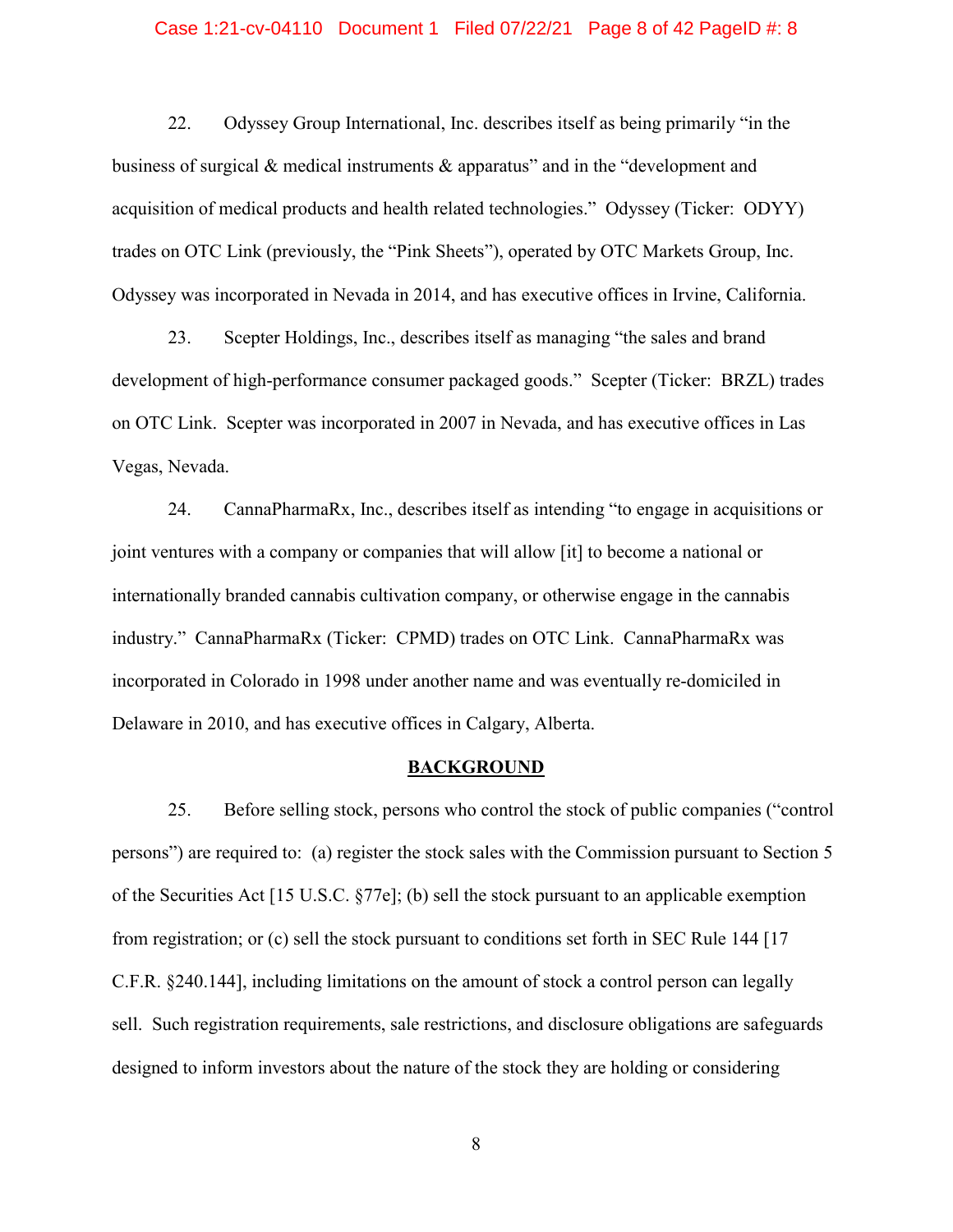22. Odyssey Group International, Inc. describes itself as being primarily "in the business of surgical & medical instruments & apparatus" and in the "development and acquisition of medical products and health related technologies." Odyssey (Ticker: ODYY) trades on OTC Link (previously, the "Pink Sheets"), operated by OTC Markets Group, Inc. Odyssey was incorporated in Nevada in 2014, and has executive offices in Irvine, California.

23. Scepter Holdings, Inc., describes itself as managing "the sales and brand development of high-performance consumer packaged goods." Scepter (Ticker: BRZL) trades on OTC Link. Scepter was incorporated in 2007 in Nevada, and has executive offices in Las Vegas, Nevada.

24. CannaPharmaRx, Inc., describes itself as intending "to engage in acquisitions or joint ventures with a company or companies that will allow [it] to become a national or internationally branded cannabis cultivation company, or otherwise engage in the cannabis industry." CannaPharmaRx (Ticker: CPMD) trades on OTC Link. CannaPharmaRx was incorporated in Colorado in 1998 under another name and was eventually re-domiciled in Delaware in 2010, and has executive offices in Calgary, Alberta.

## BACKGROUND

25. Before selling stock, persons who control the stock of public companies ("control persons") are required to: (a) register the stock sales with the Commission pursuant to Section 5 of the Securities Act [15 U.S.C. §77e]; (b) sell the stock pursuant to an applicable exemption from registration; or (c) sell the stock pursuant to conditions set forth in SEC Rule 144 [17 C.F.R. §240.144], including limitations on the amount of stock a control person can legally sell. Such registration requirements, sale restrictions, and disclosure obligations are safeguards designed to inform investors about the nature of the stock they are holding or considering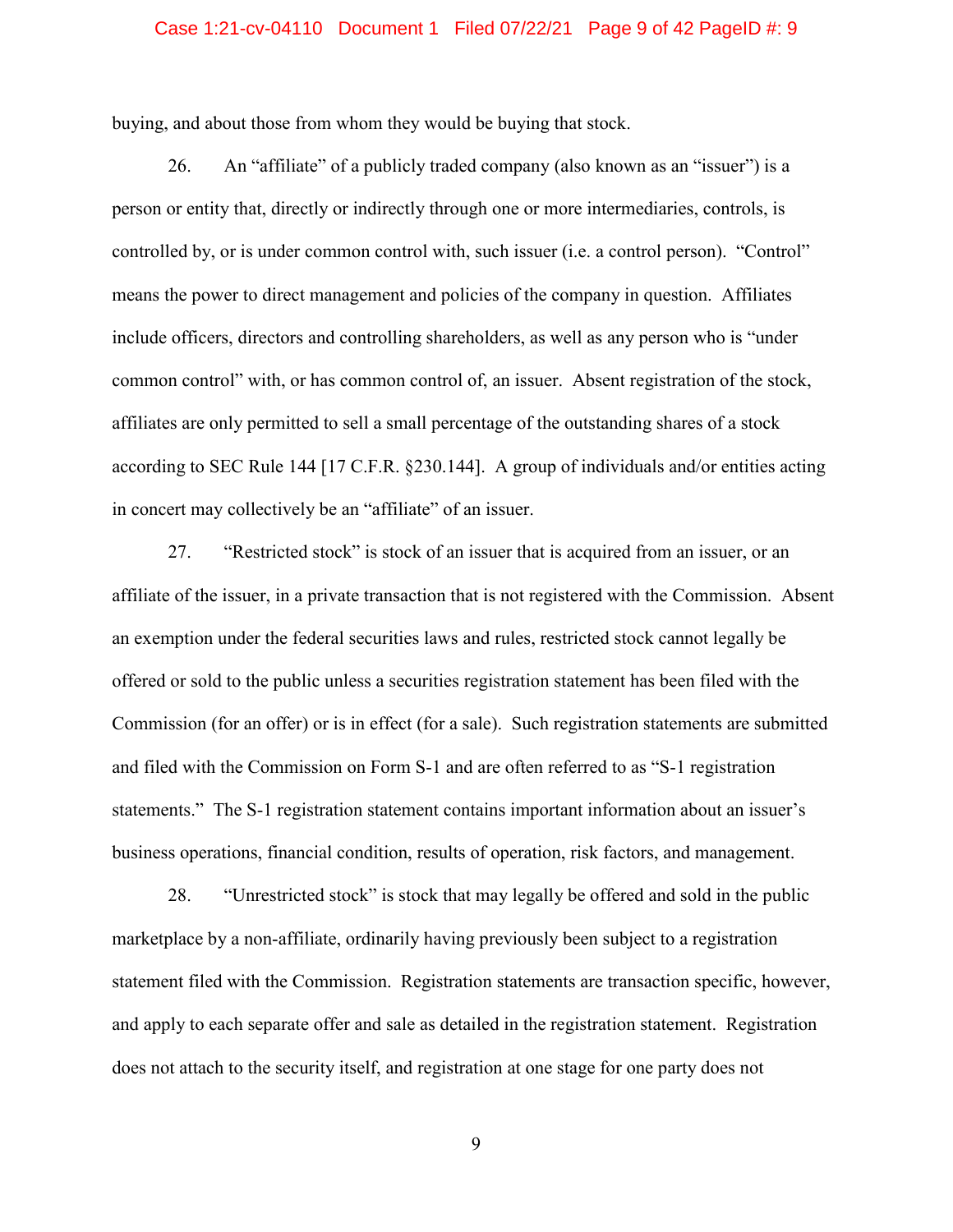buying, and about those from whom they would be buying that stock.

26. An "affiliate" of a publicly traded company (also known as an "issuer") is a person or entity that, directly or indirectly through one or more intermediaries, controls, is controlled by, or is under common control with, such issuer (i.e. a control person). "Control" means the power to direct management and policies of the company in question. Affiliates include officers, directors and controlling shareholders, as well as any person who is "under common control" with, or has common control of, an issuer. Absent registration of the stock, affiliates are only permitted to sell a small percentage of the outstanding shares of a stock according to SEC Rule 144 [17 C.F.R. §230.144]. A group of individuals and/or entities acting in concert may collectively be an "affiliate" of an issuer.

27. "Restricted stock" is stock of an issuer that is acquired from an issuer, or an affiliate of the issuer, in a private transaction that is not registered with the Commission. Absent an exemption under the federal securities laws and rules, restricted stock cannot legally be offered or sold to the public unless a securities registration statement has been filed with the Commission (for an offer) or is in effect (for a sale). Such registration statements are submitted and filed with the Commission on Form S-1 and are often referred to as "S-1 registration statements." The S-1 registration statement contains important information about an issuer's business operations, financial condition, results of operation, risk factors, and management.

28. "Unrestricted stock" is stock that may legally be offered and sold in the public marketplace by a non-affiliate, ordinarily having previously been subject to a registration statement filed with the Commission. Registration statements are transaction specific, however, and apply to each separate offer and sale as detailed in the registration statement. Registration does not attach to the security itself, and registration at one stage for one party does not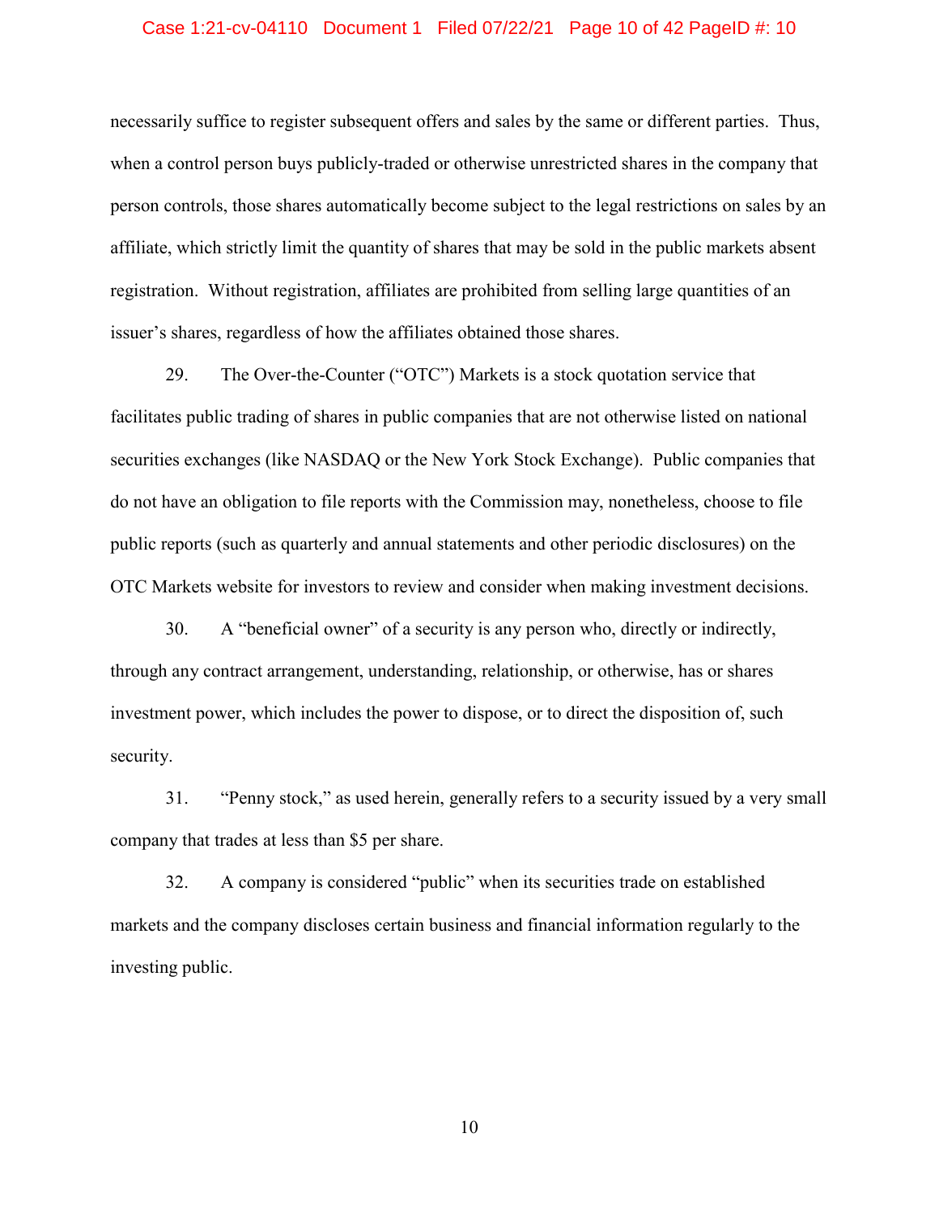necessarily suffice to register subsequent offers and sales by the same or different parties. Thus, when a control person buys publicly-traded or otherwise unrestricted shares in the company that person controls, those shares automatically become subject to the legal restrictions on sales by an affiliate, which strictly limit the quantity of shares that may be sold in the public markets absent registration. Without registration, affiliates are prohibited from selling large quantities of an issuer's shares, regardless of how the affiliates obtained those shares.

29. The Over-the-Counter ("OTC") Markets is a stock quotation service that facilitates public trading of shares in public companies that are not otherwise listed on national securities exchanges (like NASDAQ or the New York Stock Exchange). Public companies that do not have an obligation to file reports with the Commission may, nonetheless, choose to file public reports (such as quarterly and annual statements and other periodic disclosures) on the OTC Markets website for investors to review and consider when making investment decisions.

30. A "beneficial owner" of a security is any person who, directly or indirectly, through any contract arrangement, understanding, relationship, or otherwise, has or shares investment power, which includes the power to dispose, or to direct the disposition of, such security.

31. "Penny stock," as used herein, generally refers to a security issued by a very small company that trades at less than $5 per share.

32. A company is considered "public" when its securities trade on established markets and the company discloses certain business and financial information regularly to the investing public.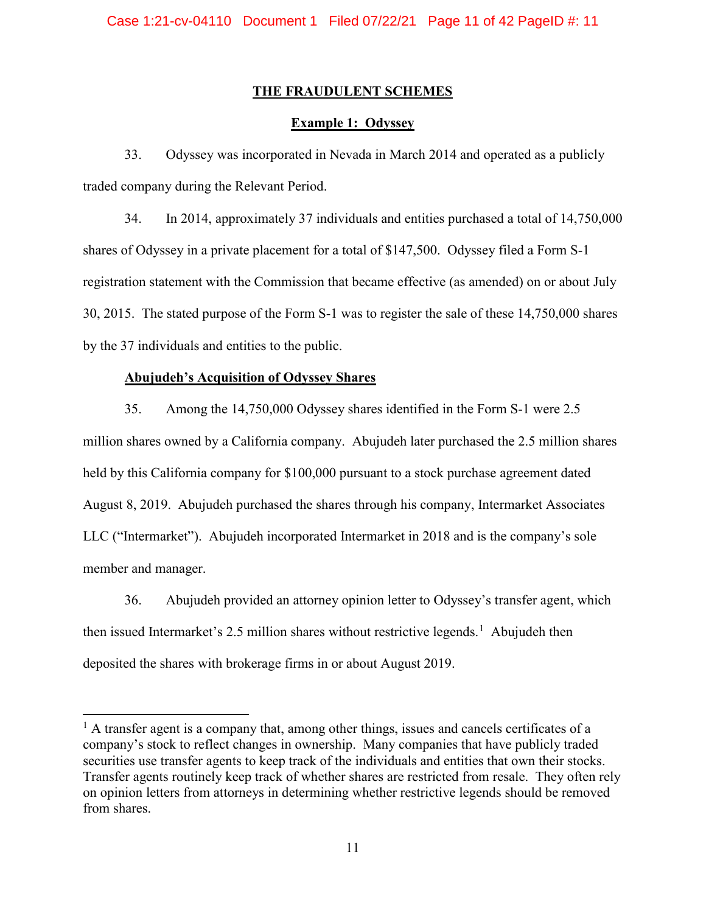## THE FRAUDULENT SCHEMES

### Example 1: Odyssey

33. Odyssey was incorporated in Nevada in March 2014 and operated as a publicly traded company during the Relevant Period.

34. In 2014, approximately 37 individuals and entities purchased a total of 14,750,000 shares of Odyssey in a private placement for a total of $147,500. Odyssey filed a Form S-1 registration statement with the Commission that became effective (as amended) on or about July 30, 2015. The stated purpose of the Form S-1 was to register the sale of these 14,750,000 shares by the 37 individuals and entities to the public.

**Abujudeh's Acquisition of Odyssey Shares**

35. Among the 14,750,000 Odyssey shares identified in the Form S-1 were 2.5 million shares owned by a California company. Abujudeh later purchased the 2.5 million shares held by this California company for $100,000 pursuant to a stock purchase agreement dated August 8, 2019. Abujudeh purchased the shares through his company, Intermarket Associates LLC ("Intermarket"). Abujudeh incorporated Intermarket in 2018 and is the company's sole member and manager.

36. Abujudeh provided an attorney opinion letter to Odyssey's transfer agent, which then issued Intermarket's 2.5 million shares without restrictive legends.[1] Abujudeh then deposited the shares with brokerage firms in or about August 2019.

---

[1] A transfer agent is a company that, among other things, issues and cancels certificates of a company's stock to reflect changes in ownership. Many companies that have publicly traded securities use transfer agents to keep track of the individuals and entities that own their stocks. Transfer agents routinely keep track of whether shares are restricted from resale. They often rely on opinion letters from attorneys in determining whether restrictive legends should be removed from shares.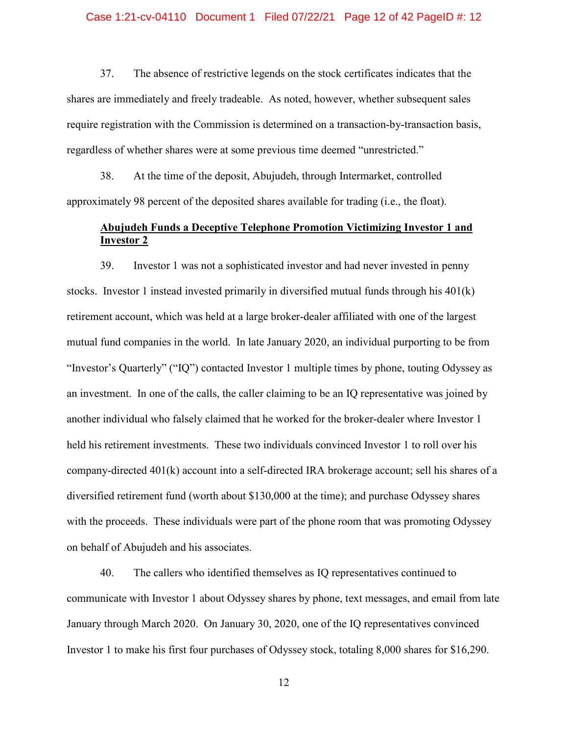37. The absence of restrictive legends on the stock certificates indicates that the shares are immediately and freely tradeable. As noted, however, whether subsequent sales require registration with the Commission is determined on a transaction-by-transaction basis, regardless of whether shares were at some previous time deemed "unrestricted."

38. At the time of the deposit, Abujudeh, through Intermarket, controlled approximately 98 percent of the deposited shares available for trading (i.e., the float).

**Abujudeh Funds a Deceptive Telephone Promotion Victimizing Investor 1 and Investor 2**

39. Investor 1 was not a sophisticated investor and had never invested in penny stocks. Investor 1 instead invested primarily in diversified mutual funds through his 401(k) retirement account, which was held at a large broker-dealer affiliated with one of the largest mutual fund companies in the world. In late January 2020, an individual purporting to be from "Investor's Quarterly" ("IQ") contacted Investor 1 multiple times by phone, touting Odyssey as an investment. In one of the calls, the caller claiming to be an IQ representative was joined by another individual who falsely claimed that he worked for the broker-dealer where Investor 1 held his retirement investments. These two individuals convinced Investor 1 to roll over his company-directed 401(k) account into a self-directed IRA brokerage account; sell his shares of a diversified retirement fund (worth about $130,000 at the time); and purchase Odyssey shares with the proceeds. These individuals were part of the phone room that was promoting Odyssey on behalf of Abujudeh and his associates.

40. The callers who identified themselves as IQ representatives continued to communicate with Investor 1 about Odyssey shares by phone, text messages, and email from late January through March 2020. On January 30, 2020, one of the IQ representatives convinced Investor 1 to make his first four purchases of Odyssey stock, totaling 8,000 shares for $16,290.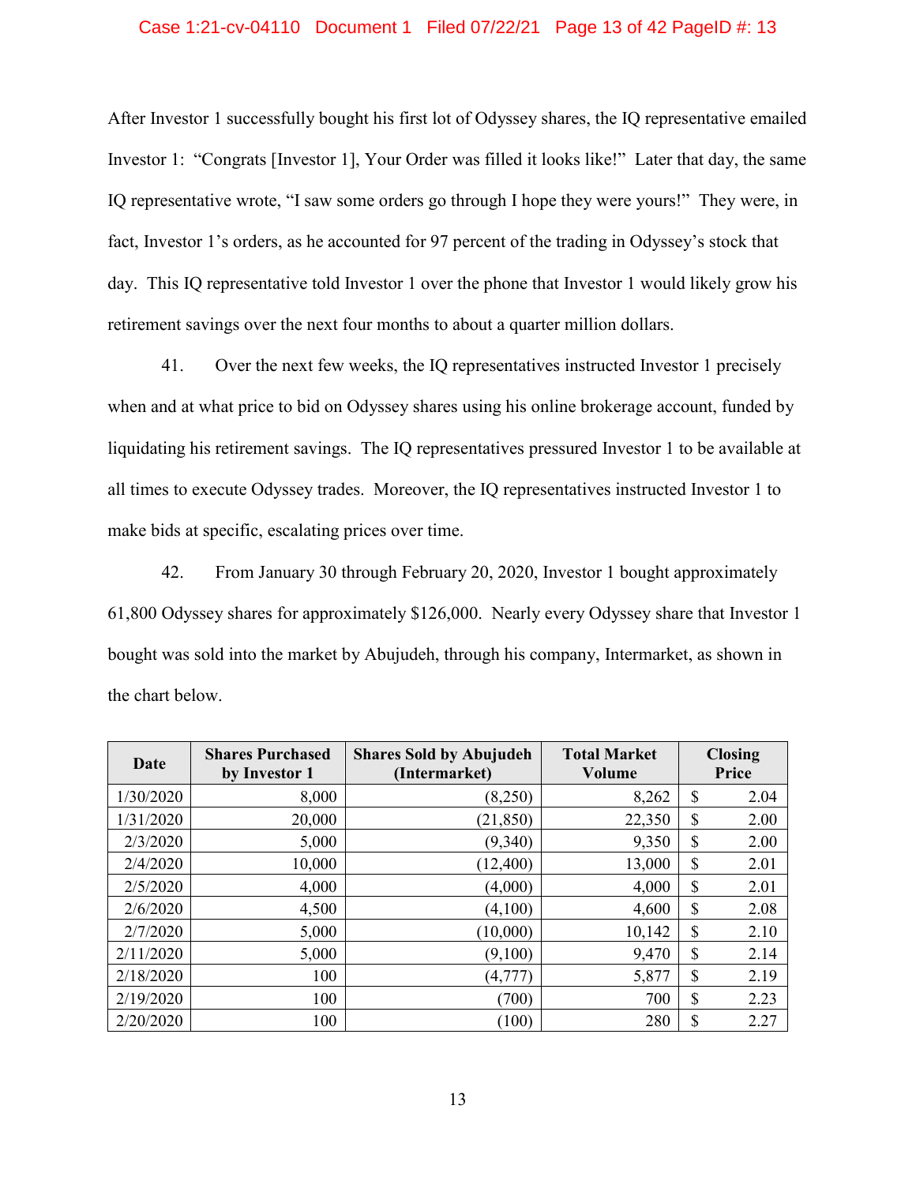After Investor 1 successfully bought his first lot of Odyssey shares, the IQ representative emailed Investor 1: "Congrats [Investor 1], Your Order was filled it looks like!" Later that day, the same IQ representative wrote, "I saw some orders go through I hope they were yours!" They were, in fact, Investor 1's orders, as he accounted for 97 percent of the trading in Odyssey's stock that day. This IQ representative told Investor 1 over the phone that Investor 1 would likely grow his retirement savings over the next four months to about a quarter million dollars.

41. Over the next few weeks, the IQ representatives instructed Investor 1 precisely when and at what price to bid on Odyssey shares using his online brokerage account, funded by liquidating his retirement savings. The IQ representatives pressured Investor 1 to be available at all times to execute Odyssey trades. Moreover, the IQ representatives instructed Investor 1 to make bids at specific, escalating prices over time.

42. From January 30 through February 20, 2020, Investor 1 bought approximately 61,800 Odyssey shares for approximately $126,000. Nearly every Odyssey share that Investor 1 bought was sold into the market by Abujudeh, through his company, Intermarket, as shown in the chart below.

| Date | Shares Purchased by Investor 1 | Shares Sold by Abujudeh (Intermarket) | Total Market Volume | Closing Price |
|---|---|---|---|---|
| 1/30/2020 | 8,000 | (8,250) | 8,262 | $ 2.04 |
| 1/31/2020 | 20,000 | (21,850) | 22,350 | $ 2.00 |
| 2/3/2020 | 5,000 | (9,340) | 9,350 | $ 2.00 |
| 2/4/2020 | 10,000 | (12,400) | 13,000 | $ 2.01 |
| 2/5/2020 | 4,000 | (4,000) | 4,000 | $ 2.01 |
| 2/6/2020 | 4,500 | (4,100) | 4,600 | $ 2.08 |
| 2/7/2020 | 5,000 | (10,000) | 10,142 | $ 2.10 |
| 2/11/2020 | 5,000 | (9,100) | 9,470 | $ 2.14 |
| 2/18/2020 | 100 | (4,777) | 5,877 | $ 2.19 |
| 2/19/2020 | 100 | (700) | 700 | $ 2.23 |
| 2/20/2020 | 100 | (100) | 280 | $ 2.27 |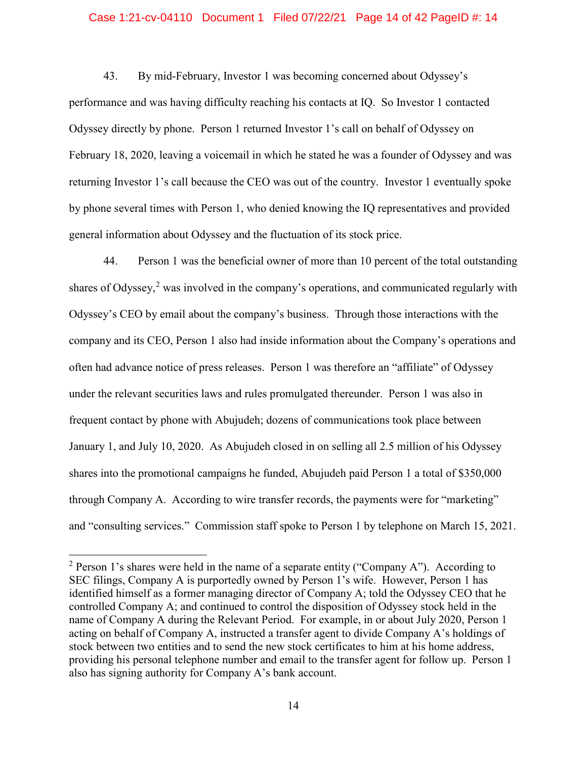43. By mid-February, Investor 1 was becoming concerned about Odyssey's performance and was having difficulty reaching his contacts at IQ. So Investor 1 contacted Odyssey directly by phone. Person 1 returned Investor 1's call on behalf of Odyssey on February 18, 2020, leaving a voicemail in which he stated he was a founder of Odyssey and was returning Investor 1's call because the CEO was out of the country. Investor 1 eventually spoke by phone several times with Person 1, who denied knowing the IQ representatives and provided general information about Odyssey and the fluctuation of its stock price.

44. Person 1 was the beneficial owner of more than 10 percent of the total outstanding shares of Odyssey,[2] was involved in the company's operations, and communicated regularly with Odyssey's CEO by email about the company's business. Through those interactions with the company and its CEO, Person 1 also had inside information about the Company's operations and often had advance notice of press releases. Person 1 was therefore an "affiliate" of Odyssey under the relevant securities laws and rules promulgated thereunder. Person 1 was also in frequent contact by phone with Abujudeh; dozens of communications took place between January 1, and July 10, 2020. As Abujudeh closed in on selling all 2.5 million of his Odyssey shares into the promotional campaigns he funded, Abujudeh paid Person 1 a total of $350,000 through Company A. According to wire transfer records, the payments were for "marketing" and "consulting services." Commission staff spoke to Person 1 by telephone on March 15, 2021.

---

[2] Person 1's shares were held in the name of a separate entity ("Company A"). According to SEC filings, Company A is purportedly owned by Person 1's wife. However, Person 1 has identified himself as a former managing director of Company A; told the Odyssey CEO that he controlled Company A; and continued to control the disposition of Odyssey stock held in the name of Company A during the Relevant Period. For example, in or about July 2020, Person 1 acting on behalf of Company A, instructed a transfer agent to divide Company A's holdings of stock between two entities and to send the new stock certificates to him at his home address, providing his personal telephone number and email to the transfer agent for follow up. Person 1 also has signing authority for Company A's bank account.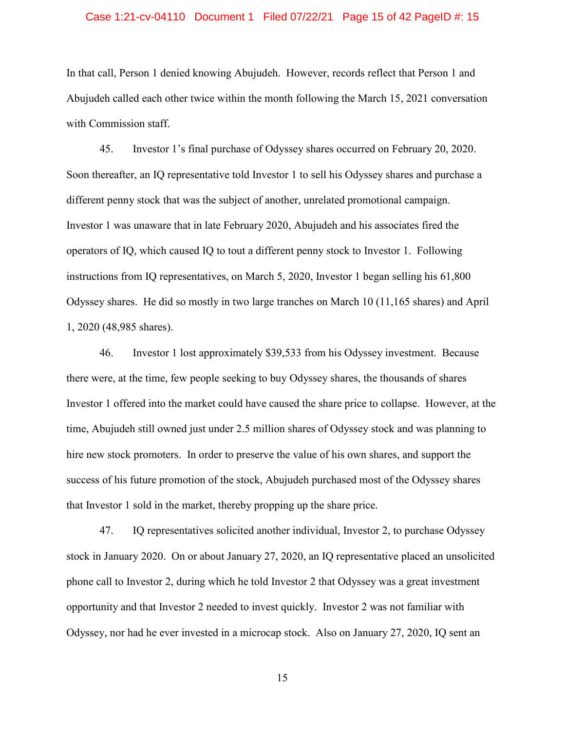In that call, Person 1 denied knowing Abujudeh. However, records reflect that Person 1 and Abujudeh called each other twice within the month following the March 15, 2021 conversation with Commission staff.

45. Investor 1's final purchase of Odyssey shares occurred on February 20, 2020. Soon thereafter, an IQ representative told Investor 1 to sell his Odyssey shares and purchase a different penny stock that was the subject of another, unrelated promotional campaign. Investor 1 was unaware that in late February 2020, Abujudeh and his associates fired the operators of IQ, which caused IQ to tout a different penny stock to Investor 1. Following instructions from IQ representatives, on March 5, 2020, Investor 1 began selling his 61,800 Odyssey shares. He did so mostly in two large tranches on March 10 (11,165 shares) and April 1, 2020 (48,985 shares).

46. Investor 1 lost approximately $39,533 from his Odyssey investment. Because there were, at the time, few people seeking to buy Odyssey shares, the thousands of shares Investor 1 offered into the market could have caused the share price to collapse. However, at the time, Abujudeh still owned just under 2.5 million shares of Odyssey stock and was planning to hire new stock promoters. In order to preserve the value of his own shares, and support the success of his future promotion of the stock, Abujudeh purchased most of the Odyssey shares that Investor 1 sold in the market, thereby propping up the share price.

47. IQ representatives solicited another individual, Investor 2, to purchase Odyssey stock in January 2020. On or about January 27, 2020, an IQ representative placed an unsolicited phone call to Investor 2, during which he told Investor 2 that Odyssey was a great investment opportunity and that Investor 2 needed to invest quickly. Investor 2 was not familiar with Odyssey, nor had he ever invested in a microcap stock. Also on January 27, 2020, IQ sent an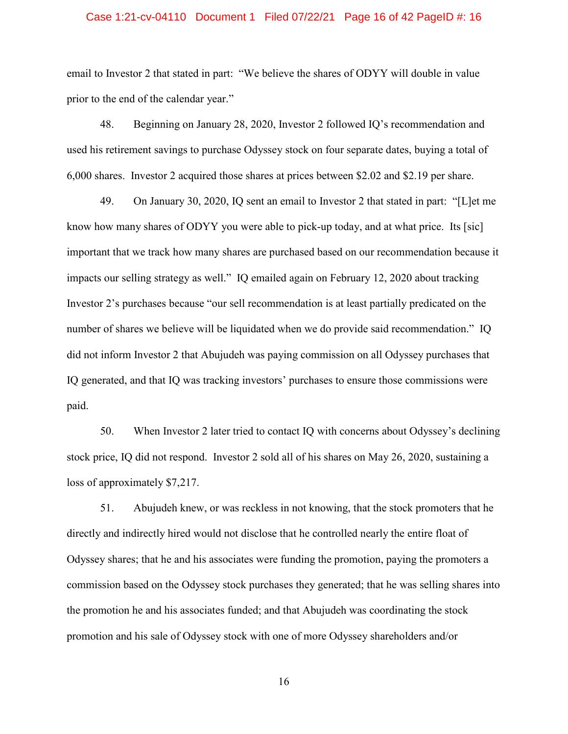email to Investor 2 that stated in part: "We believe the shares of ODYY will double in value prior to the end of the calendar year."

48. Beginning on January 28, 2020, Investor 2 followed IQ's recommendation and used his retirement savings to purchase Odyssey stock on four separate dates, buying a total of 6,000 shares. Investor 2 acquired those shares at prices between $2.02 and $2.19 per share.

49. On January 30, 2020, IQ sent an email to Investor 2 that stated in part: "[L]et me know how many shares of ODYY you were able to pick-up today, and at what price. Its [sic] important that we track how many shares are purchased based on our recommendation because it impacts our selling strategy as well." IQ emailed again on February 12, 2020 about tracking Investor 2's purchases because "our sell recommendation is at least partially predicated on the number of shares we believe will be liquidated when we do provide said recommendation." IQ did not inform Investor 2 that Abujudeh was paying commission on all Odyssey purchases that IQ generated, and that IQ was tracking investors' purchases to ensure those commissions were paid.

50. When Investor 2 later tried to contact IQ with concerns about Odyssey's declining stock price, IQ did not respond. Investor 2 sold all of his shares on May 26, 2020, sustaining a loss of approximately $7,217.

51. Abujudeh knew, or was reckless in not knowing, that the stock promoters that he directly and indirectly hired would not disclose that he controlled nearly the entire float of Odyssey shares; that he and his associates were funding the promotion, paying the promoters a commission based on the Odyssey stock purchases they generated; that he was selling shares into the promotion he and his associates funded; and that Abujudeh was coordinating the stock promotion and his sale of Odyssey stock with one of more Odyssey shareholders and/or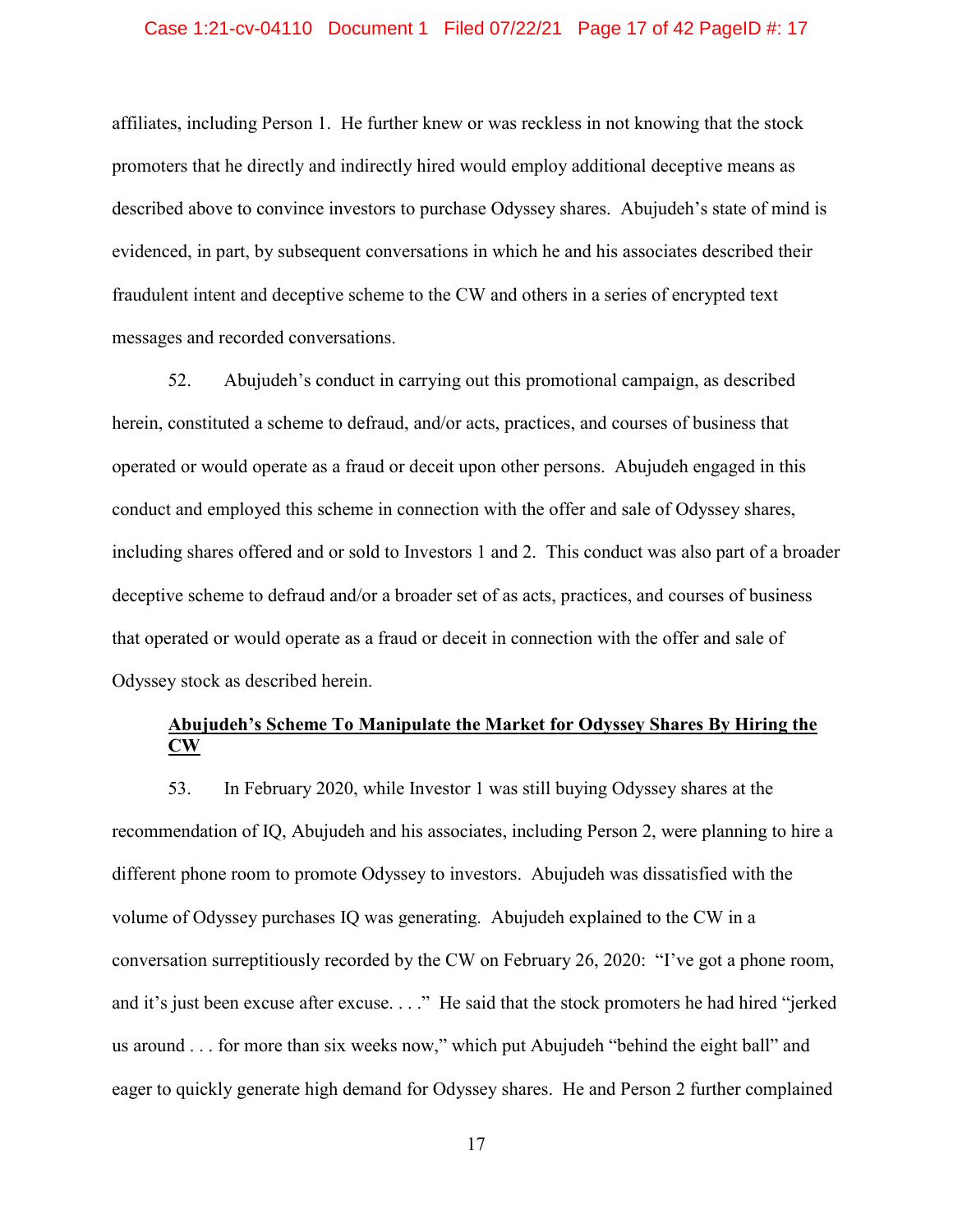affiliates, including Person 1. He further knew or was reckless in not knowing that the stock promoters that he directly and indirectly hired would employ additional deceptive means as described above to convince investors to purchase Odyssey shares. Abujudeh's state of mind is evidenced, in part, by subsequent conversations in which he and his associates described their fraudulent intent and deceptive scheme to the CW and others in a series of encrypted text messages and recorded conversations.

52. Abujudeh's conduct in carrying out this promotional campaign, as described herein, constituted a scheme to defraud, and/or acts, practices, and courses of business that operated or would operate as a fraud or deceit upon other persons. Abujudeh engaged in this conduct and employed this scheme in connection with the offer and sale of Odyssey shares, including shares offered and or sold to Investors 1 and 2. This conduct was also part of a broader deceptive scheme to defraud and/or a broader set of as acts, practices, and courses of business that operated or would operate as a fraud or deceit in connection with the offer and sale of Odyssey stock as described herein.

**<u>Abujudeh's Scheme To Manipulate the Market for Odyssey Shares By Hiring the CW</u>**

53. In February 2020, while Investor 1 was still buying Odyssey shares at the recommendation of IQ, Abujudeh and his associates, including Person 2, were planning to hire a different phone room to promote Odyssey to investors. Abujudeh was dissatisfied with the volume of Odyssey purchases IQ was generating. Abujudeh explained to the CW in a conversation surreptitiously recorded by the CW on February 26, 2020: "I've got a phone room, and it's just been excuse after excuse. . . ." He said that the stock promoters he had hired "jerked us around . . . for more than six weeks now," which put Abujudeh "behind the eight ball" and eager to quickly generate high demand for Odyssey shares. He and Person 2 further complained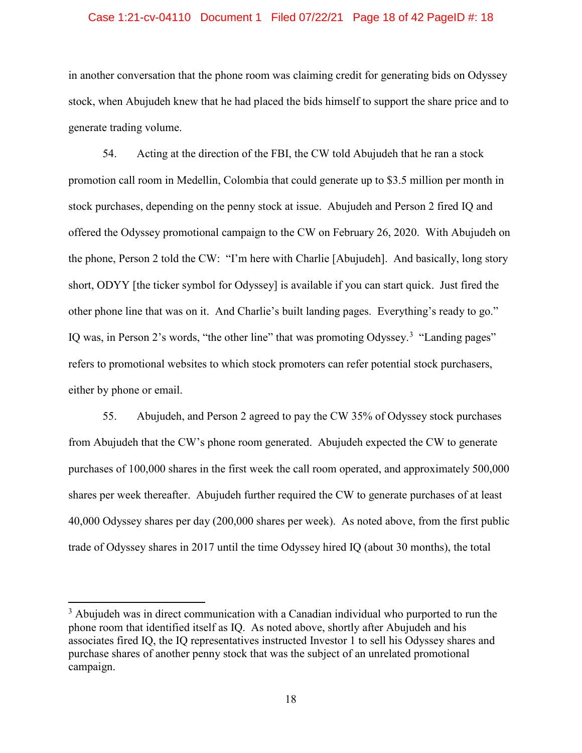in another conversation that the phone room was claiming credit for generating bids on Odyssey stock, when Abujudeh knew that he had placed the bids himself to support the share price and to generate trading volume.

54. Acting at the direction of the FBI, the CW told Abujudeh that he ran a stock promotion call room in Medellin, Colombia that could generate up to $3.5 million per month in stock purchases, depending on the penny stock at issue. Abujudeh and Person 2 fired IQ and offered the Odyssey promotional campaign to the CW on February 26, 2020. With Abujudeh on the phone, Person 2 told the CW: "I'm here with Charlie [Abujudeh]. And basically, long story short, ODYY [the ticker symbol for Odyssey] is available if you can start quick. Just fired the other phone line that was on it. And Charlie's built landing pages. Everything's ready to go." IQ was, in Person 2's words, "the other line" that was promoting Odyssey.[3] "Landing pages" refers to promotional websites to which stock promoters can refer potential stock purchasers, either by phone or email.

55. Abujudeh, and Person 2 agreed to pay the CW 35% of Odyssey stock purchases from Abujudeh that the CW's phone room generated. Abujudeh expected the CW to generate purchases of 100,000 shares in the first week the call room operated, and approximately 500,000 shares per week thereafter. Abujudeh further required the CW to generate purchases of at least 40,000 Odyssey shares per day (200,000 shares per week). As noted above, from the first public trade of Odyssey shares in 2017 until the time Odyssey hired IQ (about 30 months), the total

[3] Abujudeh was in direct communication with a Canadian individual who purported to run the phone room that identified itself as IQ. As noted above, shortly after Abujudeh and his associates fired IQ, the IQ representatives instructed Investor 1 to sell his Odyssey shares and purchase shares of another penny stock that was the subject of an unrelated promotional campaign.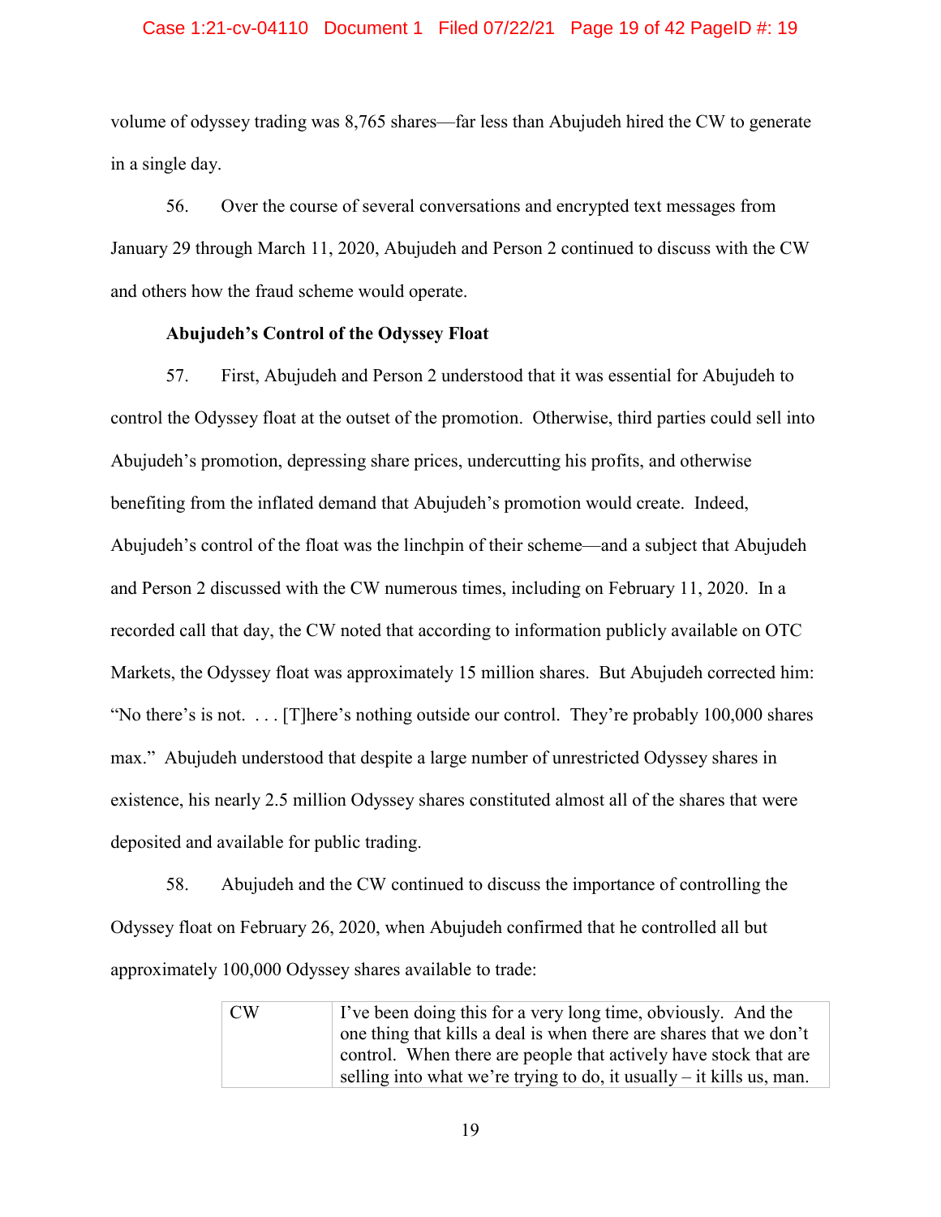volume of odyssey trading was 8,765 shares—far less than Abujudeh hired the CW to generate in a single day.

56. Over the course of several conversations and encrypted text messages from January 29 through March 11, 2020, Abujudeh and Person 2 continued to discuss with the CW and others how the fraud scheme would operate.

**Abujudeh's Control of the Odyssey Float**

57. First, Abujudeh and Person 2 understood that it was essential for Abujudeh to control the Odyssey float at the outset of the promotion. Otherwise, third parties could sell into Abujudeh's promotion, depressing share prices, undercutting his profits, and otherwise benefiting from the inflated demand that Abujudeh's promotion would create. Indeed, Abujudeh's control of the float was the linchpin of their scheme—and a subject that Abujudeh and Person 2 discussed with the CW numerous times, including on February 11, 2020. In a recorded call that day, the CW noted that according to information publicly available on OTC Markets, the Odyssey float was approximately 15 million shares. But Abujudeh corrected him: "No there's is not. . . . [T]here's nothing outside our control. They're probably 100,000 shares max." Abujudeh understood that despite a large number of unrestricted Odyssey shares in existence, his nearly 2.5 million Odyssey shares constituted almost all of the shares that were deposited and available for public trading.

58. Abujudeh and the CW continued to discuss the importance of controlling the Odyssey float on February 26, 2020, when Abujudeh confirmed that he controlled all but approximately 100,000 Odyssey shares available to trade:

| | |
|---|---|
| CW | I've been doing this for a very long time, obviously. And the one thing that kills a deal is when there are shares that we don't control. When there are people that actively have stock that are selling into what we're trying to do, it usually – it kills us, man. |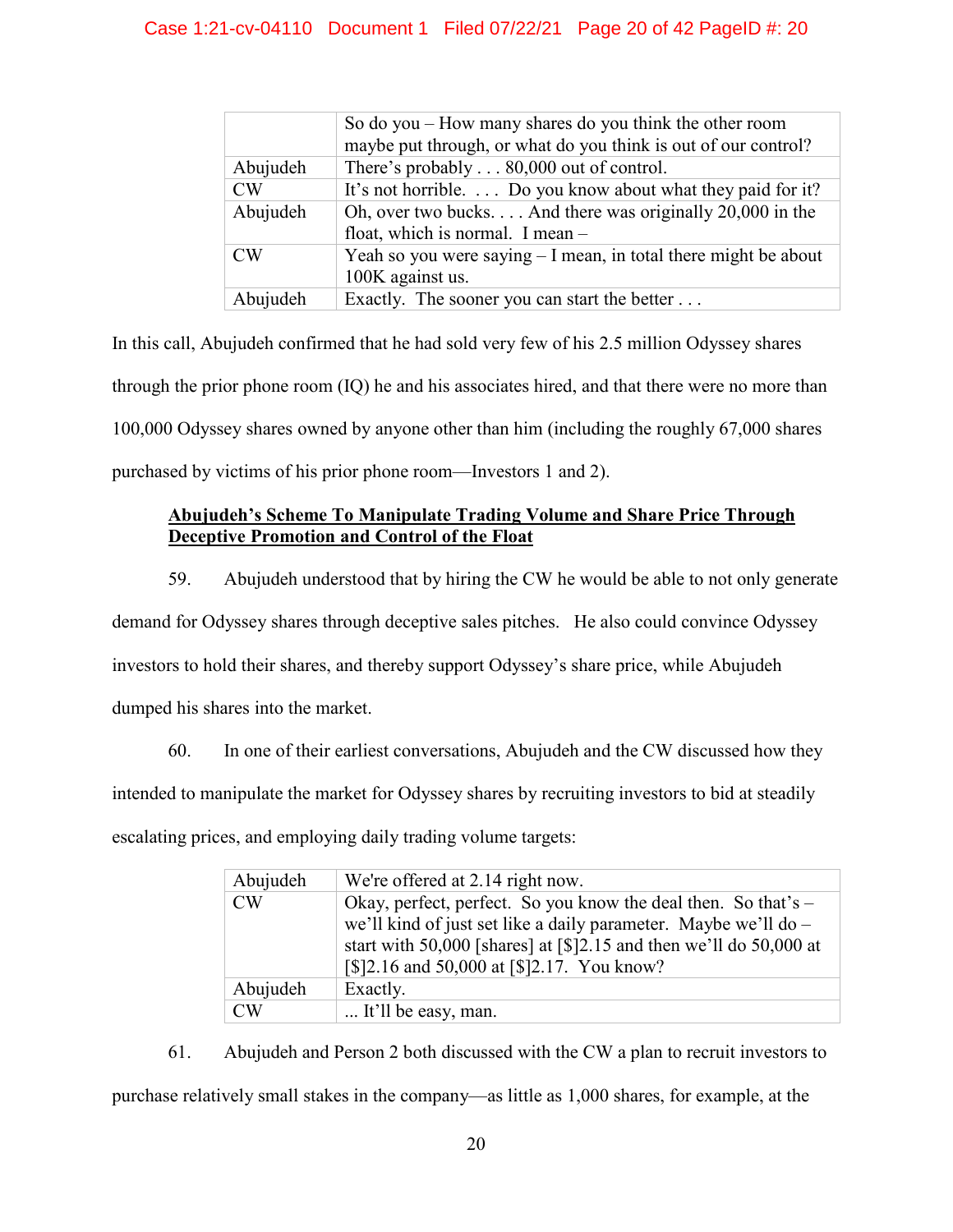| | |
|---|---|
| | So do you – How many shares do you think the other room maybe put through, or what do you think is out of our control? |
| Abujudeh | There's probably . . . 80,000 out of control. |
| CW | It's not horrible. . . . Do you know about what they paid for it? |
| Abujudeh | Oh, over two bucks. . . . And there was originally 20,000 in the float, which is normal. I mean – |
| CW | Yeah so you were saying – I mean, in total there might be about 100K against us. |
| Abujudeh | Exactly. The sooner you can start the better . . . |

In this call, Abujudeh confirmed that he had sold very few of his 2.5 million Odyssey shares through the prior phone room (IQ) he and his associates hired, and that there were no more than 100,000 Odyssey shares owned by anyone other than him (including the roughly 67,000 shares purchased by victims of his prior phone room—Investors 1 and 2).

**Abujudeh's Scheme To Manipulate Trading Volume and Share Price Through Deceptive Promotion and Control of the Float**

59. Abujudeh understood that by hiring the CW he would be able to not only generate demand for Odyssey shares through deceptive sales pitches. He also could convince Odyssey investors to hold their shares, and thereby support Odyssey's share price, while Abujudeh dumped his shares into the market.

60. In one of their earliest conversations, Abujudeh and the CW discussed how they intended to manipulate the market for Odyssey shares by recruiting investors to bid at steadily escalating prices, and employing daily trading volume targets:

| | |
|---|---|
| Abujudeh | We're offered at 2.14 right now. |
| CW | Okay, perfect, perfect. So you know the deal then. So that's – we'll kind of just set like a daily parameter. Maybe we'll do – start with 50,000 [shares] at [$]2.15 and then we'll do 50,000 at [$]2.16 and 50,000 at [$]2.17. You know? |
| Abujudeh | Exactly. |
| CW | ... It'll be easy, man. |

61. Abujudeh and Person 2 both discussed with the CW a plan to recruit investors to purchase relatively small stakes in the company—as little as 1,000 shares, for example, at the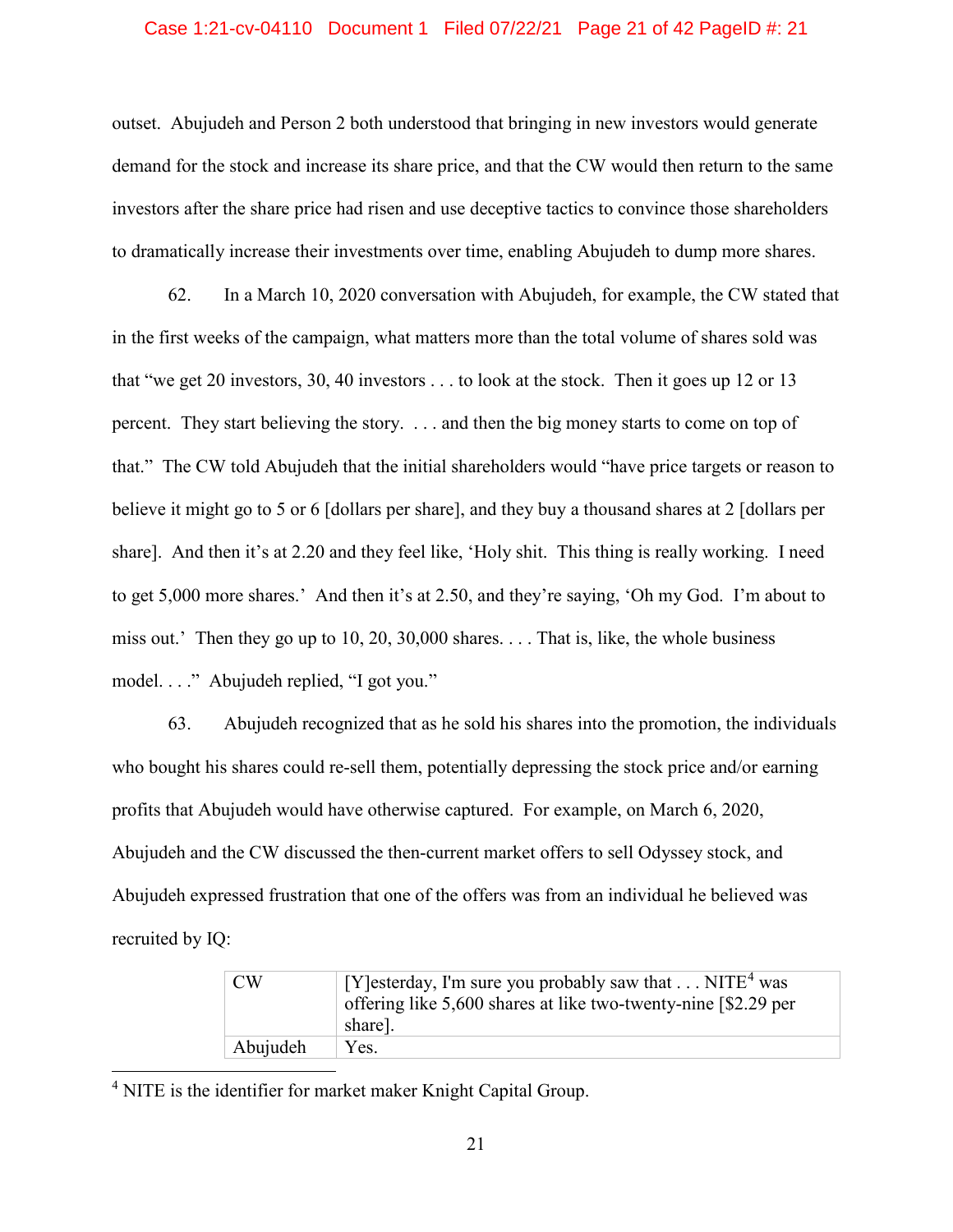outset. Abujudeh and Person 2 both understood that bringing in new investors would generate demand for the stock and increase its share price, and that the CW would then return to the same investors after the share price had risen and use deceptive tactics to convince those shareholders to dramatically increase their investments over time, enabling Abujudeh to dump more shares.

62. In a March 10, 2020 conversation with Abujudeh, for example, the CW stated that in the first weeks of the campaign, what matters more than the total volume of shares sold was that "we get 20 investors, 30, 40 investors . . . to look at the stock. Then it goes up 12 or 13 percent. They start believing the story. . . . and then the big money starts to come on top of that." The CW told Abujudeh that the initial shareholders would "have price targets or reason to believe it might go to 5 or 6 [dollars per share], and they buy a thousand shares at 2 [dollars per share]. And then it's at 2.20 and they feel like, 'Holy shit. This thing is really working. I need to get 5,000 more shares.' And then it's at 2.50, and they're saying, 'Oh my God. I'm about to miss out.' Then they go up to 10, 20, 30,000 shares. . . . That is, like, the whole business model. . . ." Abujudeh replied, "I got you."

63. Abujudeh recognized that as he sold his shares into the promotion, the individuals who bought his shares could re-sell them, potentially depressing the stock price and/or earning profits that Abujudeh would have otherwise captured. For example, on March 6, 2020, Abujudeh and the CW discussed the then-current market offers to sell Odyssey stock, and Abujudeh expressed frustration that one of the offers was from an individual he believed was recruited by IQ:

| | |
|---|---|
| CW | [Y]esterday, I'm sure you probably saw that . . . NITE[4] was offering like 5,600 shares at like two-twenty-nine [$2.29 per share]. |
| Abujudeh | Yes. |

[4] NITE is the identifier for market maker Knight Capital Group.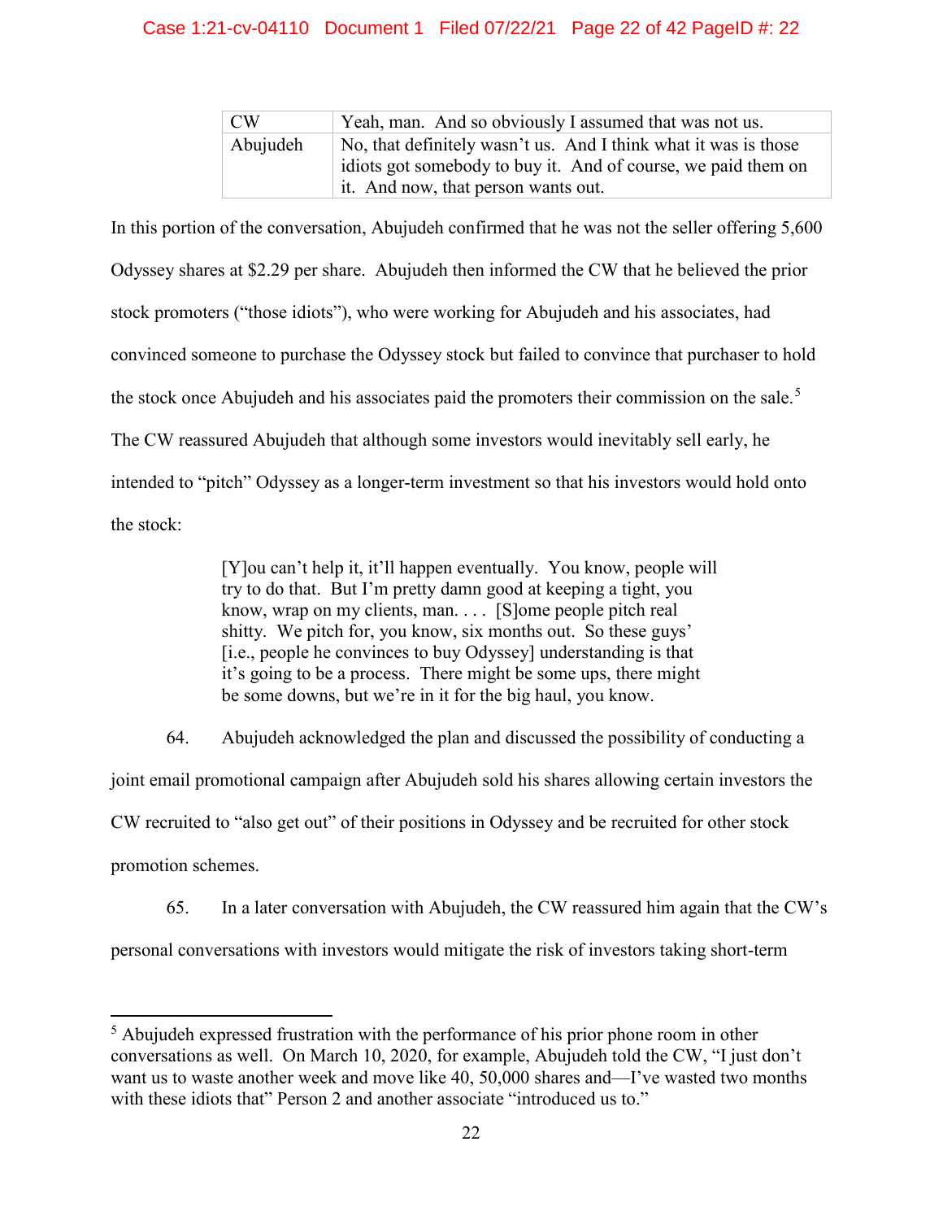| CW | Yeah, man. And so obviously I assumed that was not us. |
|---|---|
| Abujudeh | No, that definitely wasn't us. And I think what it was is those idiots got somebody to buy it. And of course, we paid them on it. And now, that person wants out. |

In this portion of the conversation, Abujudeh confirmed that he was not the seller offering 5,600 Odyssey shares at $2.29 per share. Abujudeh then informed the CW that he believed the prior stock promoters ("those idiots"), who were working for Abujudeh and his associates, had convinced someone to purchase the Odyssey stock but failed to convince that purchaser to hold the stock once Abujudeh and his associates paid the promoters their commission on the sale.[5] The CW reassured Abujudeh that although some investors would inevitably sell early, he intended to "pitch" Odyssey as a longer-term investment so that his investors would hold onto the stock:

> [Y]ou can't help it, it'll happen eventually. You know, people will try to do that. But I'm pretty damn good at keeping a tight, you know, wrap on my clients, man. . . . [S]ome people pitch real shitty. We pitch for, you know, six months out. So these guys' [i.e., people he convinces to buy Odyssey] understanding is that it's going to be a process. There might be some ups, there might be some downs, but we're in it for the big haul, you know.

64. Abujudeh acknowledged the plan and discussed the possibility of conducting a joint email promotional campaign after Abujudeh sold his shares allowing certain investors the CW recruited to "also get out" of their positions in Odyssey and be recruited for other stock promotion schemes.

65. In a later conversation with Abujudeh, the CW reassured him again that the CW's personal conversations with investors would mitigate the risk of investors taking short-term

---

[5] Abujudeh expressed frustration with the performance of his prior phone room in other conversations as well. On March 10, 2020, for example, Abujudeh told the CW, "I just don't want us to waste another week and move like 40, 50,000 shares and—I've wasted two months with these idiots that" Person 2 and another associate "introduced us to."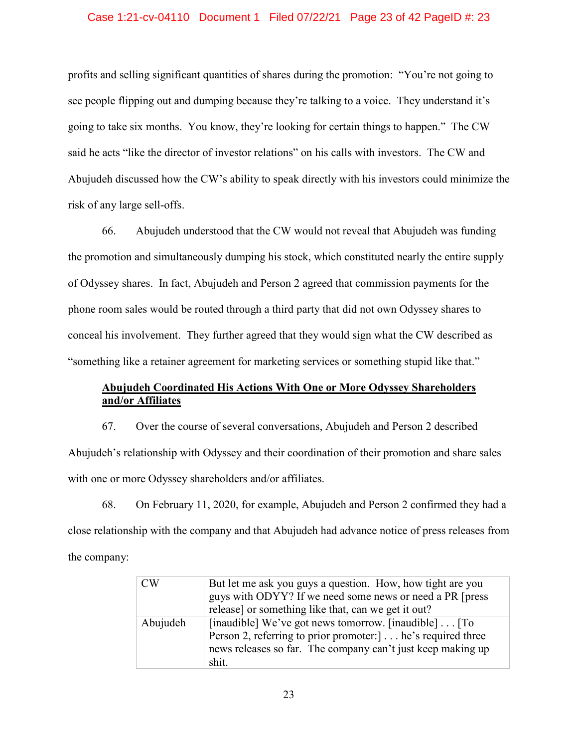profits and selling significant quantities of shares during the promotion: "You're not going to see people flipping out and dumping because they're talking to a voice. They understand it's going to take six months. You know, they're looking for certain things to happen." The CW said he acts "like the director of investor relations" on his calls with investors. The CW and Abujudeh discussed how the CW's ability to speak directly with his investors could minimize the risk of any large sell-offs.

66. Abujudeh understood that the CW would not reveal that Abujudeh was funding the promotion and simultaneously dumping his stock, which constituted nearly the entire supply of Odyssey shares. In fact, Abujudeh and Person 2 agreed that commission payments for the phone room sales would be routed through a third party that did not own Odyssey shares to conceal his involvement. They further agreed that they would sign what the CW described as "something like a retainer agreement for marketing services or something stupid like that."

**<u>Abujudeh Coordinated His Actions With One or More Odyssey Shareholders and/or Affiliates</u>**

67. Over the course of several conversations, Abujudeh and Person 2 described Abujudeh's relationship with Odyssey and their coordination of their promotion and share sales with one or more Odyssey shareholders and/or affiliates.

68. On February 11, 2020, for example, Abujudeh and Person 2 confirmed they had a close relationship with the company and that Abujudeh had advance notice of press releases from the company:

| | |
|---|---|
| CW | But let me ask you guys a question. How, how tight are you guys with ODYY? If we need some news or need a PR [press release] or something like that, can we get it out? |
| Abujudeh | [inaudible] We've got news tomorrow. [inaudible] . . . [To Person 2, referring to prior promoter:] . . . he's required three news releases so far. The company can't just keep making up shit. |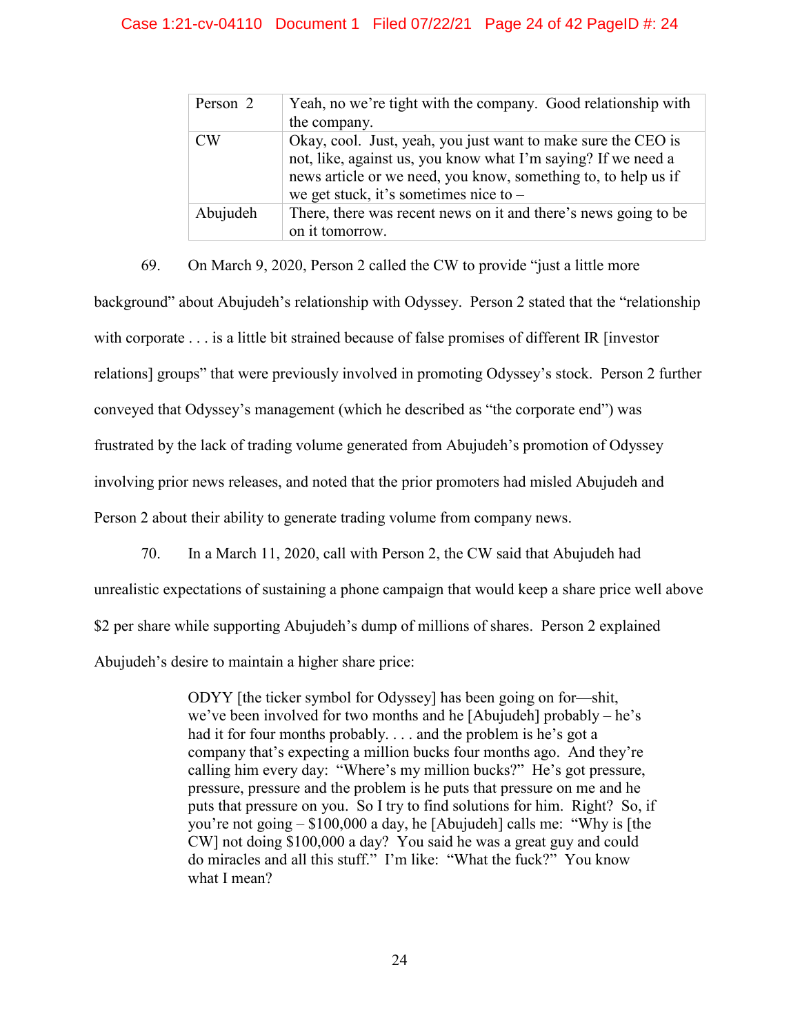| | |
|---|---|
| Person 2 | Yeah, no we're tight with the company. Good relationship with the company. |
| CW | Okay, cool. Just, yeah, you just want to make sure the CEO is not, like, against us, you know what I'm saying? If we need a news article or we need, you know, something to, to help us if we get stuck, it's sometimes nice to – |
| Abujudeh | There, there was recent news on it and there's news going to be on it tomorrow. |

69. On March 9, 2020, Person 2 called the CW to provide "just a little more background" about Abujudeh's relationship with Odyssey. Person 2 stated that the "relationship with corporate . . . is a little bit strained because of false promises of different IR [investor relations] groups" that were previously involved in promoting Odyssey's stock. Person 2 further conveyed that Odyssey's management (which he described as "the corporate end") was frustrated by the lack of trading volume generated from Abujudeh's promotion of Odyssey involving prior news releases, and noted that the prior promoters had misled Abujudeh and Person 2 about their ability to generate trading volume from company news.

70. In a March 11, 2020, call with Person 2, the CW said that Abujudeh had unrealistic expectations of sustaining a phone campaign that would keep a share price well above $2 per share while supporting Abujudeh's dump of millions of shares. Person 2 explained Abujudeh's desire to maintain a higher share price:

> ODYY [the ticker symbol for Odyssey] has been going on for—shit, we've been involved for two months and he [Abujudeh] probably – he's had it for four months probably. . . . and the problem is he's got a company that's expecting a million bucks four months ago. And they're calling him every day: "Where's my million bucks?" He's got pressure, pressure, pressure and the problem is he puts that pressure on me and he puts that pressure on you. So I try to find solutions for him. Right? So, if you're not going – $100,000 a day, he [Abujudeh] calls me: "Why is [the CW] not doing $100,000 a day? You said he was a great guy and could do miracles and all this stuff." I'm like: "What the fuck?" You know what I mean?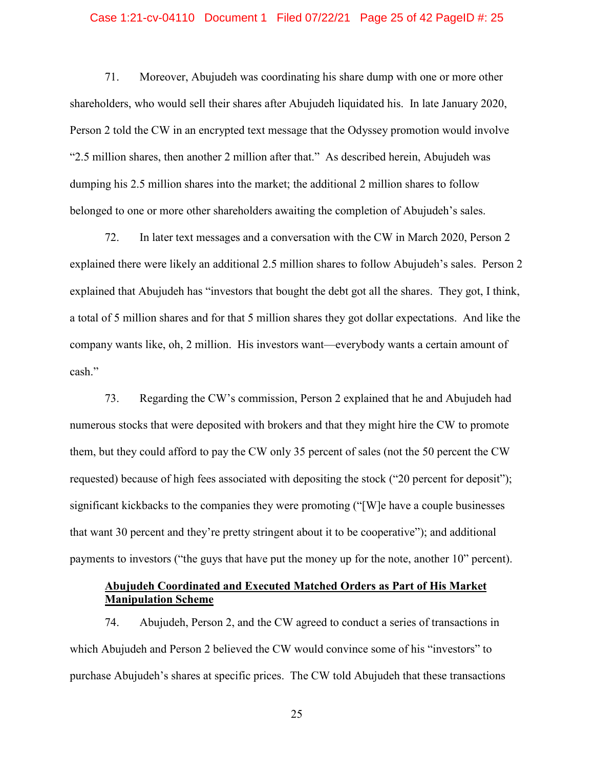71. Moreover, Abujudeh was coordinating his share dump with one or more other shareholders, who would sell their shares after Abujudeh liquidated his. In late January 2020, Person 2 told the CW in an encrypted text message that the Odyssey promotion would involve "2.5 million shares, then another 2 million after that." As described herein, Abujudeh was dumping his 2.5 million shares into the market; the additional 2 million shares to follow belonged to one or more other shareholders awaiting the completion of Abujudeh's sales.

72. In later text messages and a conversation with the CW in March 2020, Person 2 explained there were likely an additional 2.5 million shares to follow Abujudeh's sales. Person 2 explained that Abujudeh has "investors that bought the debt got all the shares. They got, I think, a total of 5 million shares and for that 5 million shares they got dollar expectations. And like the company wants like, oh, 2 million. His investors want—everybody wants a certain amount of cash."

73. Regarding the CW's commission, Person 2 explained that he and Abujudeh had numerous stocks that were deposited with brokers and that they might hire the CW to promote them, but they could afford to pay the CW only 35 percent of sales (not the 50 percent the CW requested) because of high fees associated with depositing the stock ("20 percent for deposit"); significant kickbacks to the companies they were promoting ("[W]e have a couple businesses that want 30 percent and they're pretty stringent about it to be cooperative"); and additional payments to investors ("the guys that have put the money up for the note, another 10" percent).

**<u>Abujudeh Coordinated and Executed Matched Orders as Part of His Market Manipulation Scheme</u>**

74. Abujudeh, Person 2, and the CW agreed to conduct a series of transactions in which Abujudeh and Person 2 believed the CW would convince some of his "investors" to purchase Abujudeh's shares at specific prices. The CW told Abujudeh that these transactions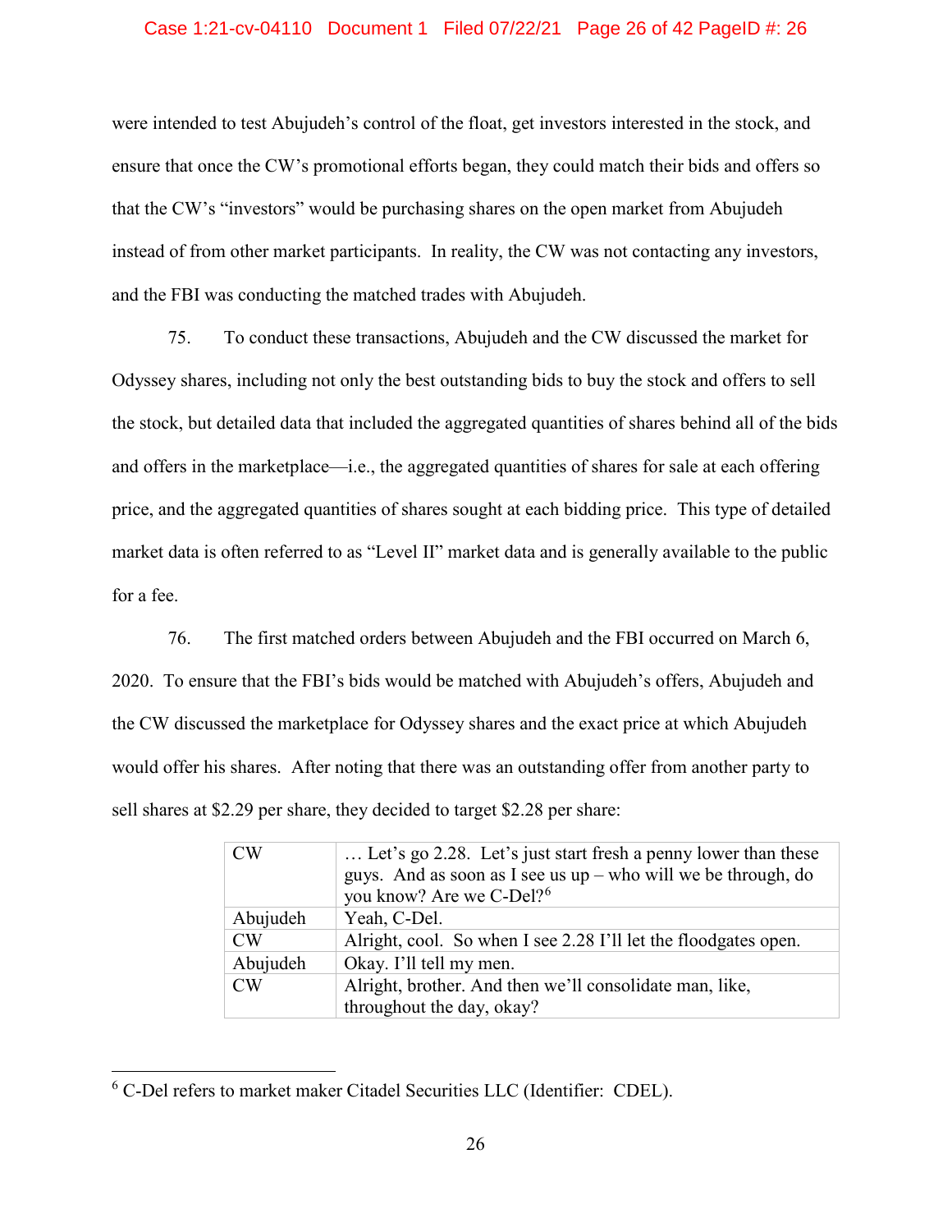were intended to test Abujudeh's control of the float, get investors interested in the stock, and ensure that once the CW's promotional efforts began, they could match their bids and offers so that the CW's "investors" would be purchasing shares on the open market from Abujudeh instead of from other market participants. In reality, the CW was not contacting any investors, and the FBI was conducting the matched trades with Abujudeh.

75. To conduct these transactions, Abujudeh and the CW discussed the market for Odyssey shares, including not only the best outstanding bids to buy the stock and offers to sell the stock, but detailed data that included the aggregated quantities of shares behind all of the bids and offers in the marketplace—i.e., the aggregated quantities of shares for sale at each offering price, and the aggregated quantities of shares sought at each bidding price. This type of detailed market data is often referred to as "Level II" market data and is generally available to the public for a fee.

76. The first matched orders between Abujudeh and the FBI occurred on March 6, 2020. To ensure that the FBI's bids would be matched with Abujudeh's offers, Abujudeh and the CW discussed the marketplace for Odyssey shares and the exact price at which Abujudeh would offer his shares. After noting that there was an outstanding offer from another party to sell shares at $2.29 per share, they decided to target $2.28 per share:

| | |
|---|---|
| CW | … Let's go 2.28. Let's just start fresh a penny lower than these guys. And as soon as I see us up – who will we be through, do you know? Are we C-Del?[6] |
| Abujudeh | Yeah, C-Del. |
| CW | Alright, cool. So when I see 2.28 I'll let the floodgates open. |
| Abujudeh | Okay. I'll tell my men. |
| CW | Alright, brother. And then we'll consolidate man, like, throughout the day, okay? |

[6] C-Del refers to market maker Citadel Securities LLC (Identifier: CDEL).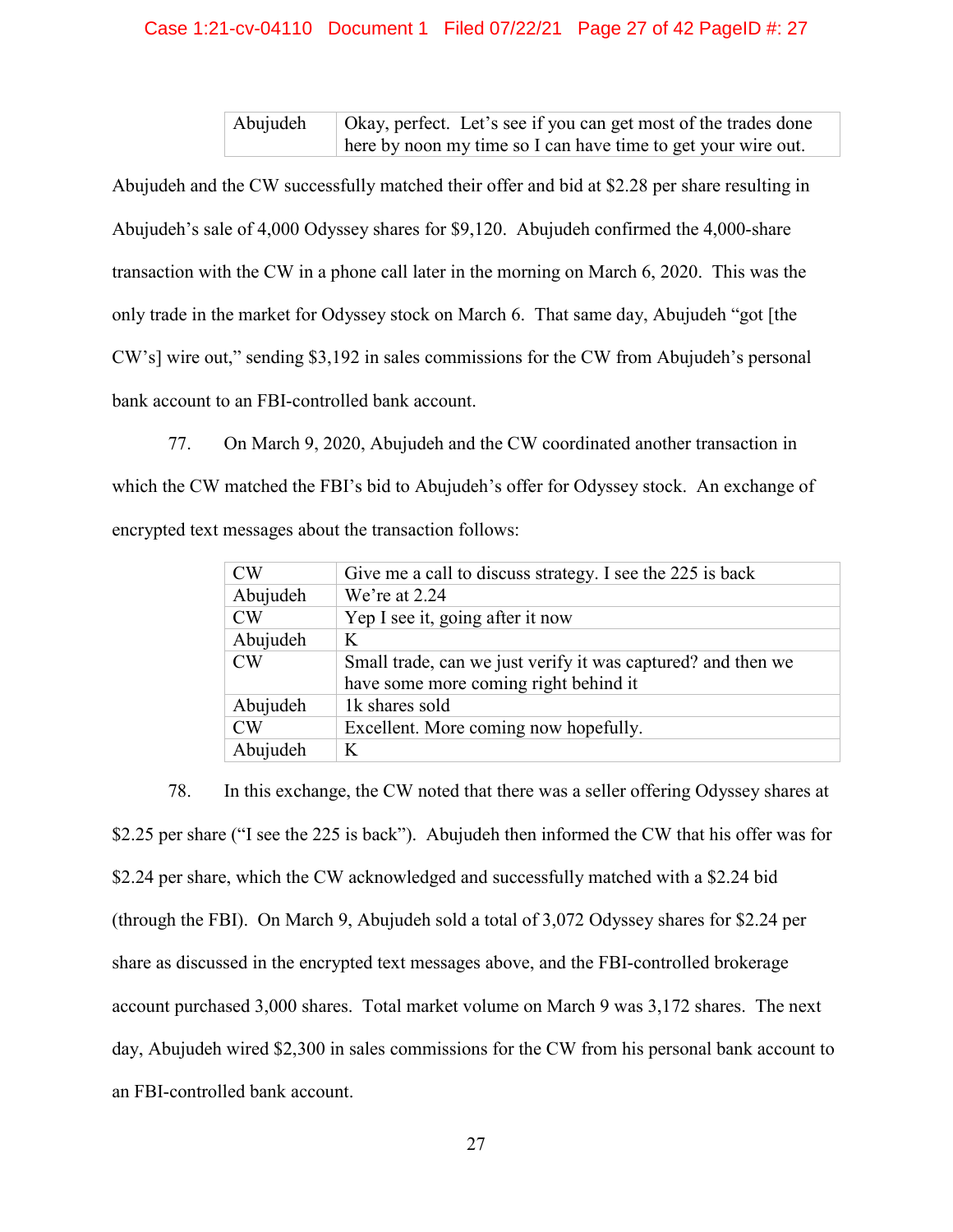| | |
|---|---|
| Abujudeh | Okay, perfect. Let's see if you can get most of the trades done here by noon my time so I can have time to get your wire out. |

Abujudeh and the CW successfully matched their offer and bid at $2.28 per share resulting in Abujudeh's sale of 4,000 Odyssey shares for $9,120. Abujudeh confirmed the 4,000-share transaction with the CW in a phone call later in the morning on March 6, 2020. This was the only trade in the market for Odyssey stock on March 6. That same day, Abujudeh "got [the CW's] wire out," sending $3,192 in sales commissions for the CW from Abujudeh's personal bank account to an FBI-controlled bank account.

77. On March 9, 2020, Abujudeh and the CW coordinated another transaction in which the CW matched the FBI's bid to Abujudeh's offer for Odyssey stock. An exchange of encrypted text messages about the transaction follows:

| | |
|---|---|
| CW | Give me a call to discuss strategy. I see the 225 is back |
| Abujudeh | We're at 2.24 |
| CW | Yep I see it, going after it now |
| Abujudeh | K |
| CW | Small trade, can we just verify it was captured? and then we have some more coming right behind it |
| Abujudeh | 1k shares sold |
| CW | Excellent. More coming now hopefully. |
| Abujudeh | K |

78. In this exchange, the CW noted that there was a seller offering Odyssey shares at $2.25 per share ("I see the 225 is back"). Abujudeh then informed the CW that his offer was for $2.24 per share, which the CW acknowledged and successfully matched with a $2.24 bid (through the FBI). On March 9, Abujudeh sold a total of 3,072 Odyssey shares for $2.24 per share as discussed in the encrypted text messages above, and the FBI-controlled brokerage account purchased 3,000 shares. Total market volume on March 9 was 3,172 shares. The next day, Abujudeh wired $2,300 in sales commissions for the CW from his personal bank account to an FBI-controlled bank account.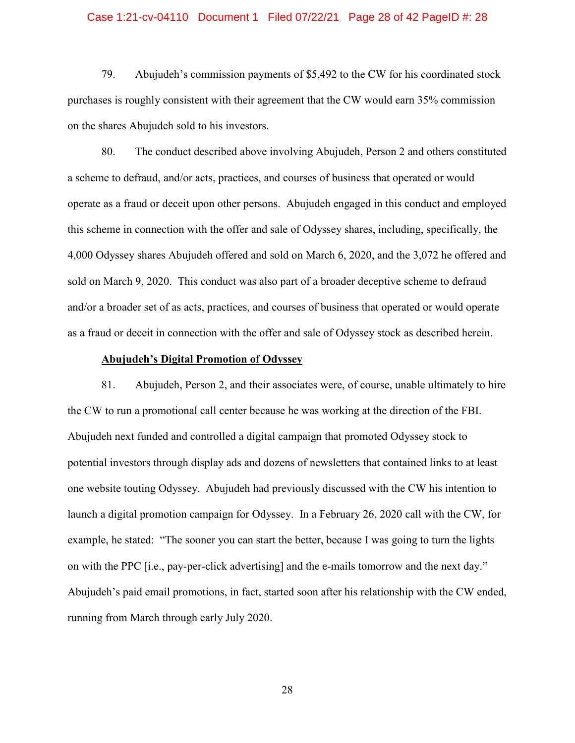79. Abujudeh's commission payments of $5,492 to the CW for his coordinated stock purchases is roughly consistent with their agreement that the CW would earn 35% commission on the shares Abujudeh sold to his investors.

80. The conduct described above involving Abujudeh, Person 2 and others constituted a scheme to defraud, and/or acts, practices, and courses of business that operated or would operate as a fraud or deceit upon other persons. Abujudeh engaged in this conduct and employed this scheme in connection with the offer and sale of Odyssey shares, including, specifically, the 4,000 Odyssey shares Abujudeh offered and sold on March 6, 2020, and the 3,072 he offered and sold on March 9, 2020. This conduct was also part of a broader deceptive scheme to defraud and/or a broader set of as acts, practices, and courses of business that operated or would operate as a fraud or deceit in connection with the offer and sale of Odyssey stock as described herein.

**Abujudeh's Digital Promotion of Odyssey**

81. Abujudeh, Person 2, and their associates were, of course, unable ultimately to hire the CW to run a promotional call center because he was working at the direction of the FBI. Abujudeh next funded and controlled a digital campaign that promoted Odyssey stock to potential investors through display ads and dozens of newsletters that contained links to at least one website touting Odyssey. Abujudeh had previously discussed with the CW his intention to launch a digital promotion campaign for Odyssey. In a February 26, 2020 call with the CW, for example, he stated: "The sooner you can start the better, because I was going to turn the lights on with the PPC [i.e., pay-per-click advertising] and the e-mails tomorrow and the next day." Abujudeh's paid email promotions, in fact, started soon after his relationship with the CW ended, running from March through early July 2020.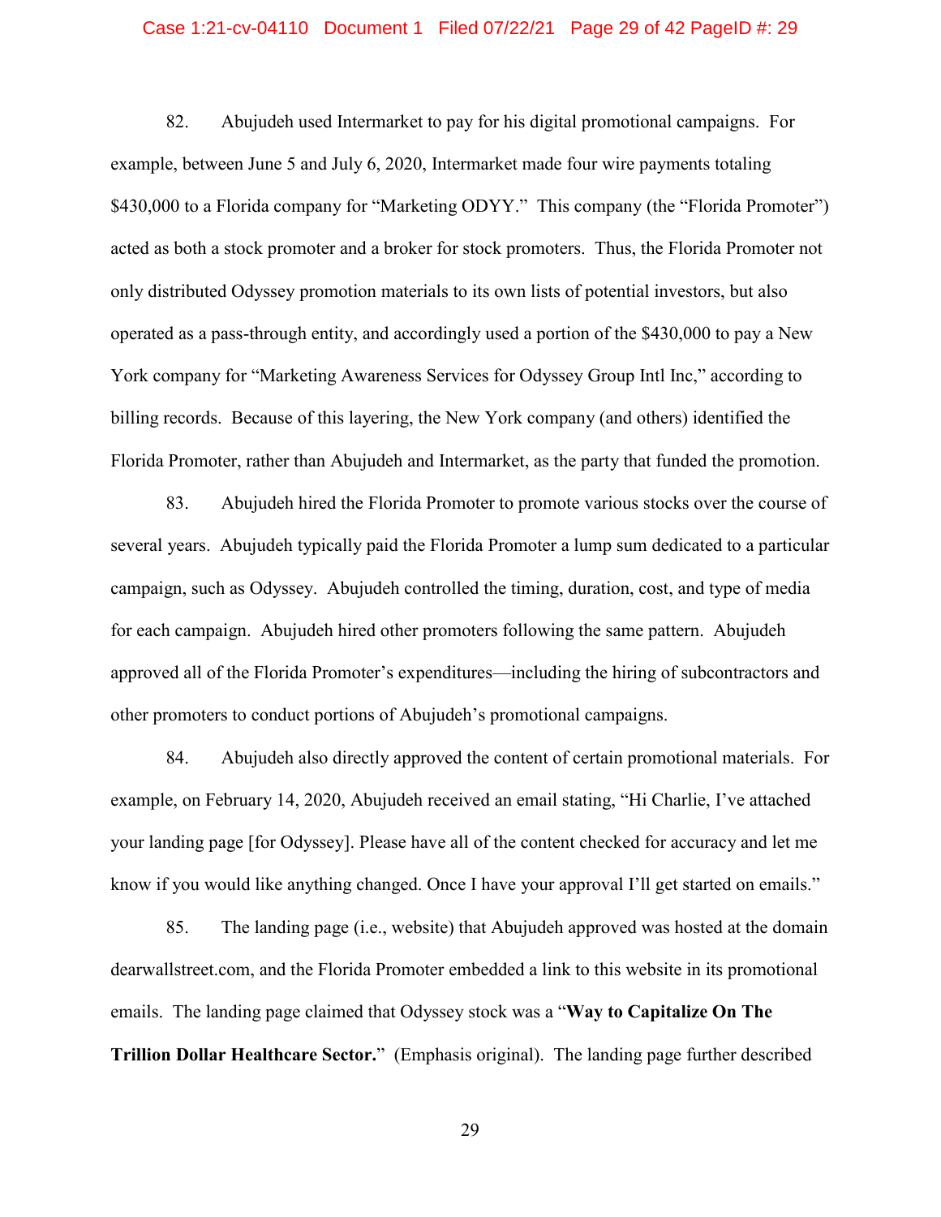82. Abujudeh used Intermarket to pay for his digital promotional campaigns. For example, between June 5 and July 6, 2020, Intermarket made four wire payments totaling $430,000 to a Florida company for "Marketing ODYY." This company (the "Florida Promoter") acted as both a stock promoter and a broker for stock promoters. Thus, the Florida Promoter not only distributed Odyssey promotion materials to its own lists of potential investors, but also operated as a pass-through entity, and accordingly used a portion of the $430,000 to pay a New York company for "Marketing Awareness Services for Odyssey Group Intl Inc," according to billing records. Because of this layering, the New York company (and others) identified the Florida Promoter, rather than Abujudeh and Intermarket, as the party that funded the promotion.

83. Abujudeh hired the Florida Promoter to promote various stocks over the course of several years. Abujudeh typically paid the Florida Promoter a lump sum dedicated to a particular campaign, such as Odyssey. Abujudeh controlled the timing, duration, cost, and type of media for each campaign. Abujudeh hired other promoters following the same pattern. Abujudeh approved all of the Florida Promoter's expenditures—including the hiring of subcontractors and other promoters to conduct portions of Abujudeh's promotional campaigns.

84. Abujudeh also directly approved the content of certain promotional materials. For example, on February 14, 2020, Abujudeh received an email stating, "Hi Charlie, I've attached your landing page [for Odyssey]. Please have all of the content checked for accuracy and let me know if you would like anything changed. Once I have your approval I'll get started on emails."

85. The landing page (i.e., website) that Abujudeh approved was hosted at the domain dearwallstreet.com, and the Florida Promoter embedded a link to this website in its promotional emails. The landing page claimed that Odyssey stock was a "**Way to Capitalize On The Trillion Dollar Healthcare Sector.**" (Emphasis original). The landing page further described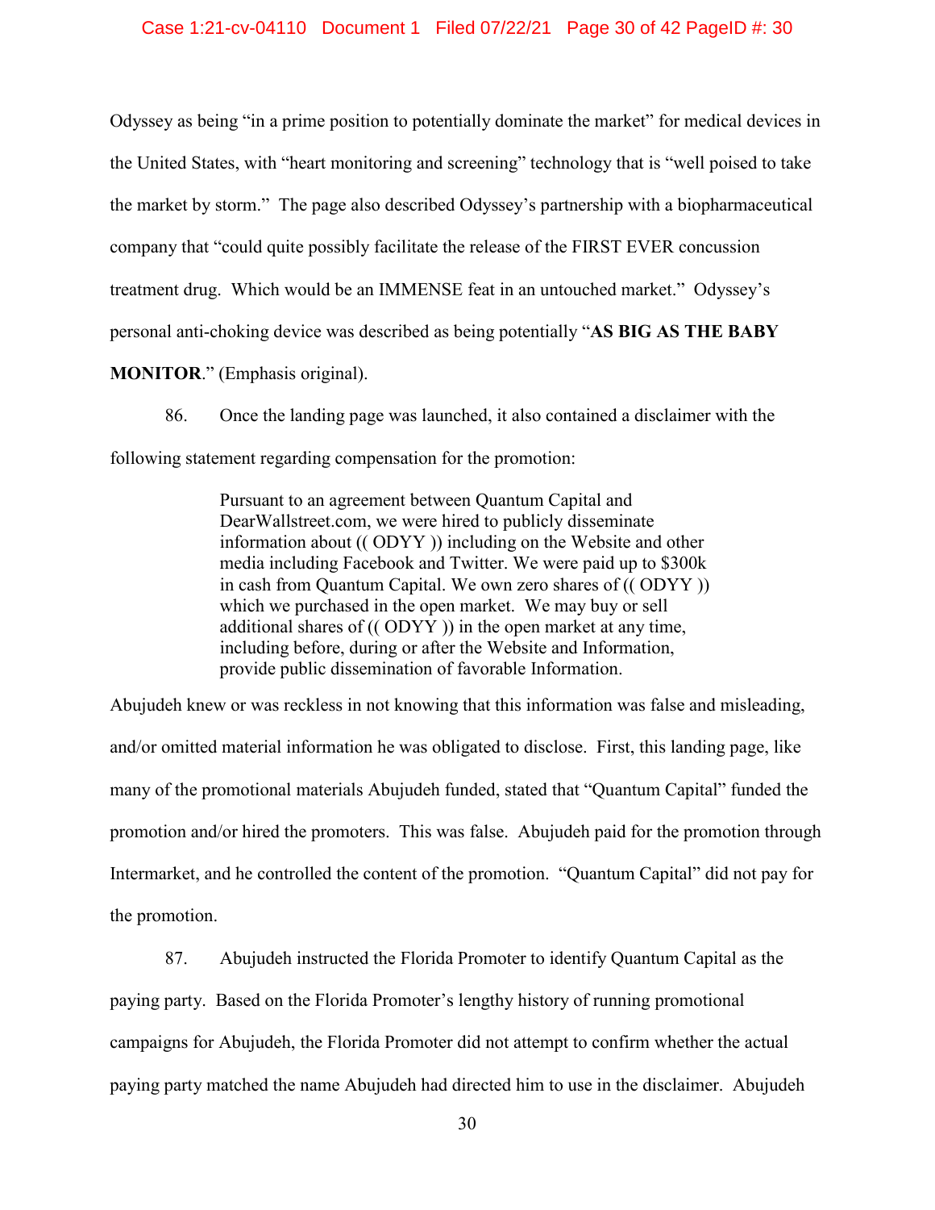Odyssey as being "in a prime position to potentially dominate the market" for medical devices in the United States, with "heart monitoring and screening" technology that is "well poised to take the market by storm." The page also described Odyssey's partnership with a biopharmaceutical company that "could quite possibly facilitate the release of the FIRST EVER concussion treatment drug. Which would be an IMMENSE feat in an untouched market." Odyssey's personal anti-choking device was described as being potentially "**AS BIG AS THE BABY MONITOR**." (Emphasis original).

86. Once the landing page was launched, it also contained a disclaimer with the following statement regarding compensation for the promotion:

> Pursuant to an agreement between Quantum Capital and DearWallstreet.com, we were hired to publicly disseminate information about (( ODYY )) including on the Website and other media including Facebook and Twitter. We were paid up to $300k in cash from Quantum Capital. We own zero shares of (( ODYY )) which we purchased in the open market. We may buy or sell additional shares of (( ODYY )) in the open market at any time, including before, during or after the Website and Information, provide public dissemination of favorable Information.

Abujudeh knew or was reckless in not knowing that this information was false and misleading, and/or omitted material information he was obligated to disclose. First, this landing page, like many of the promotional materials Abujudeh funded, stated that "Quantum Capital" funded the promotion and/or hired the promoters. This was false. Abujudeh paid for the promotion through Intermarket, and he controlled the content of the promotion. "Quantum Capital" did not pay for the promotion.

87. Abujudeh instructed the Florida Promoter to identify Quantum Capital as the paying party. Based on the Florida Promoter's lengthy history of running promotional campaigns for Abujudeh, the Florida Promoter did not attempt to confirm whether the actual paying party matched the name Abujudeh had directed him to use in the disclaimer. Abujudeh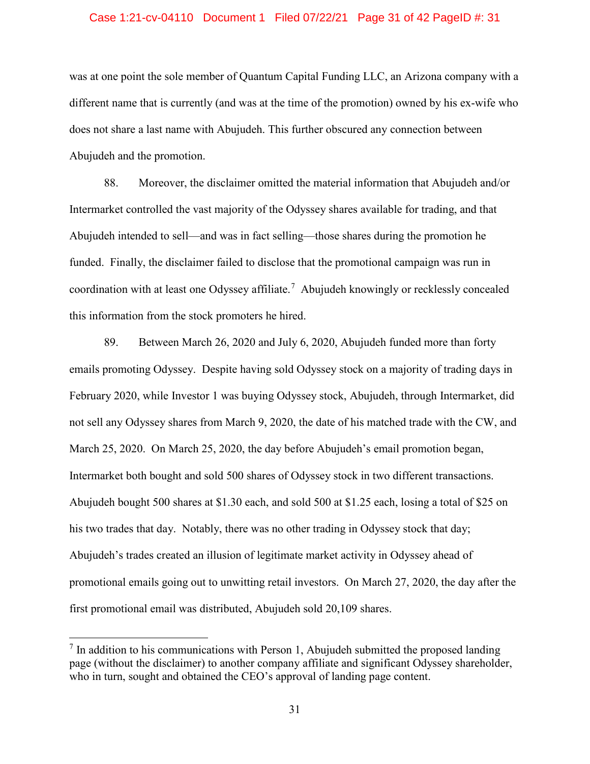was at one point the sole member of Quantum Capital Funding LLC, an Arizona company with a different name that is currently (and was at the time of the promotion) owned by his ex-wife who does not share a last name with Abujudeh. This further obscured any connection between Abujudeh and the promotion.

88. Moreover, the disclaimer omitted the material information that Abujudeh and/or Intermarket controlled the vast majority of the Odyssey shares available for trading, and that Abujudeh intended to sell—and was in fact selling—those shares during the promotion he funded. Finally, the disclaimer failed to disclose that the promotional campaign was run in coordination with at least one Odyssey affiliate.[7] Abujudeh knowingly or recklessly concealed this information from the stock promoters he hired.

89. Between March 26, 2020 and July 6, 2020, Abujudeh funded more than forty emails promoting Odyssey. Despite having sold Odyssey stock on a majority of trading days in February 2020, while Investor 1 was buying Odyssey stock, Abujudeh, through Intermarket, did not sell any Odyssey shares from March 9, 2020, the date of his matched trade with the CW, and March 25, 2020. On March 25, 2020, the day before Abujudeh's email promotion began, Intermarket both bought and sold 500 shares of Odyssey stock in two different transactions. Abujudeh bought 500 shares at $1.30 each, and sold 500 at $1.25 each, losing a total of $25 on his two trades that day. Notably, there was no other trading in Odyssey stock that day; Abujudeh's trades created an illusion of legitimate market activity in Odyssey ahead of promotional emails going out to unwitting retail investors. On March 27, 2020, the day after the first promotional email was distributed, Abujudeh sold 20,109 shares.

[7] In addition to his communications with Person 1, Abujudeh submitted the proposed landing page (without the disclaimer) to another company affiliate and significant Odyssey shareholder, who in turn, sought and obtained the CEO's approval of landing page content.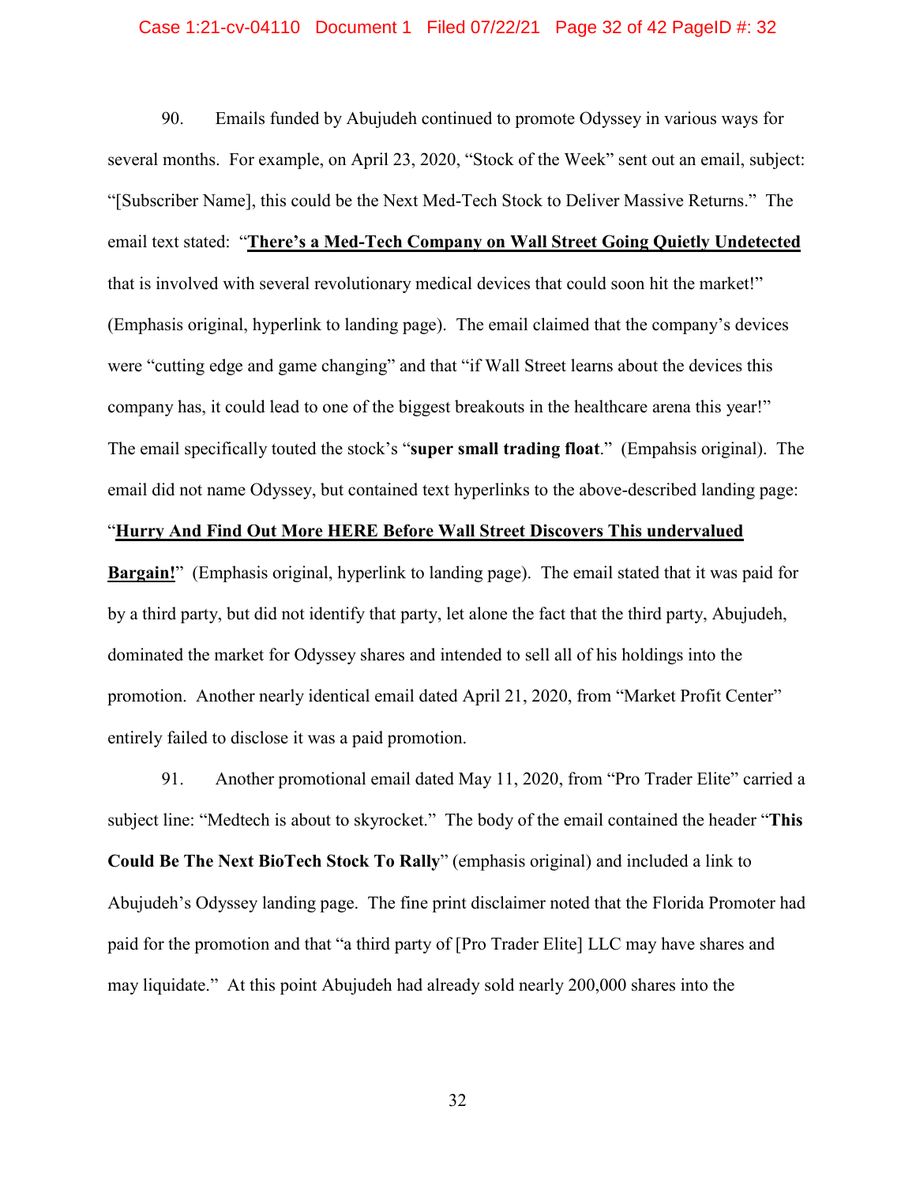90. Emails funded by Abujudeh continued to promote Odyssey in various ways for several months. For example, on April 23, 2020, "Stock of the Week" sent out an email, subject: "[Subscriber Name], this could be the Next Med-Tech Stock to Deliver Massive Returns." The email text stated: "<u>**There's a Med-Tech Company on Wall Street Going Quietly Undetected**</u> that is involved with several revolutionary medical devices that could soon hit the market!" (Emphasis original, hyperlink to landing page). The email claimed that the company's devices were "cutting edge and game changing" and that "if Wall Street learns about the devices this company has, it could lead to one of the biggest breakouts in the healthcare arena this year!" The email specifically touted the stock's "**super small trading float**." (Empahsis original). The email did not name Odyssey, but contained text hyperlinks to the above-described landing page: "<u>**Hurry And Find Out More HERE Before Wall Street Discovers This undervalued Bargain!**</u>" (Emphasis original, hyperlink to landing page). The email stated that it was paid for by a third party, but did not identify that party, let alone the fact that the third party, Abujudeh, dominated the market for Odyssey shares and intended to sell all of his holdings into the promotion. Another nearly identical email dated April 21, 2020, from "Market Profit Center" entirely failed to disclose it was a paid promotion.

91. Another promotional email dated May 11, 2020, from "Pro Trader Elite" carried a subject line: "Medtech is about to skyrocket." The body of the email contained the header "**This Could Be The Next BioTech Stock To Rally**" (emphasis original) and included a link to Abujudeh's Odyssey landing page. The fine print disclaimer noted that the Florida Promoter had paid for the promotion and that "a third party of [Pro Trader Elite] LLC may have shares and may liquidate." At this point Abujudeh had already sold nearly 200,000 shares into the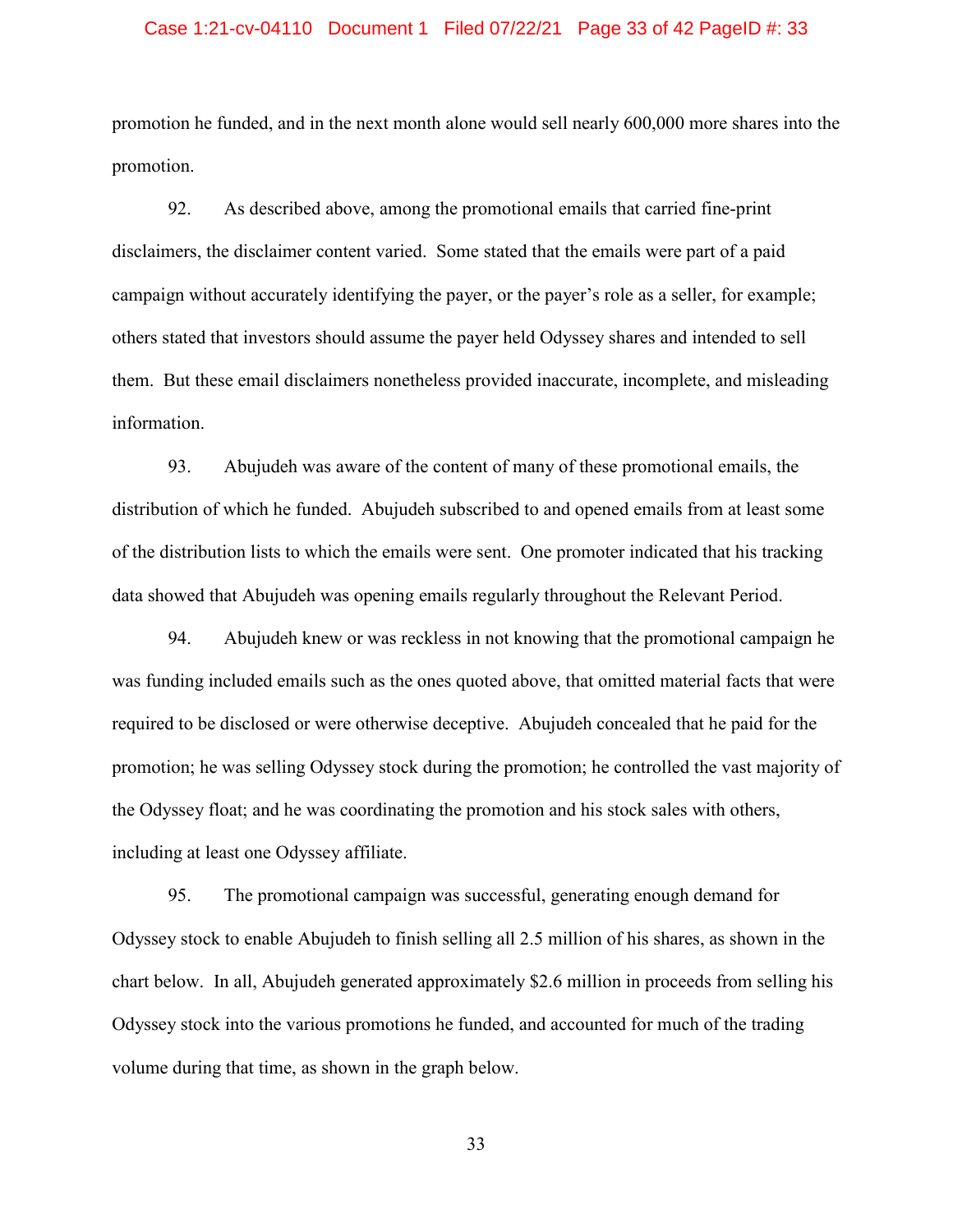promotion he funded, and in the next month alone would sell nearly 600,000 more shares into the promotion.

92. As described above, among the promotional emails that carried fine-print disclaimers, the disclaimer content varied. Some stated that the emails were part of a paid campaign without accurately identifying the payer, or the payer's role as a seller, for example; others stated that investors should assume the payer held Odyssey shares and intended to sell them. But these email disclaimers nonetheless provided inaccurate, incomplete, and misleading information.

93. Abujudeh was aware of the content of many of these promotional emails, the distribution of which he funded. Abujudeh subscribed to and opened emails from at least some of the distribution lists to which the emails were sent. One promoter indicated that his tracking data showed that Abujudeh was opening emails regularly throughout the Relevant Period.

94. Abujudeh knew or was reckless in not knowing that the promotional campaign he was funding included emails such as the ones quoted above, that omitted material facts that were required to be disclosed or were otherwise deceptive. Abujudeh concealed that he paid for the promotion; he was selling Odyssey stock during the promotion; he controlled the vast majority of the Odyssey float; and he was coordinating the promotion and his stock sales with others, including at least one Odyssey affiliate.

95. The promotional campaign was successful, generating enough demand for Odyssey stock to enable Abujudeh to finish selling all 2.5 million of his shares, as shown in the chart below. In all, Abujudeh generated approximately $2.6 million in proceeds from selling his Odyssey stock into the various promotions he funded, and accounted for much of the trading volume during that time, as shown in the graph below.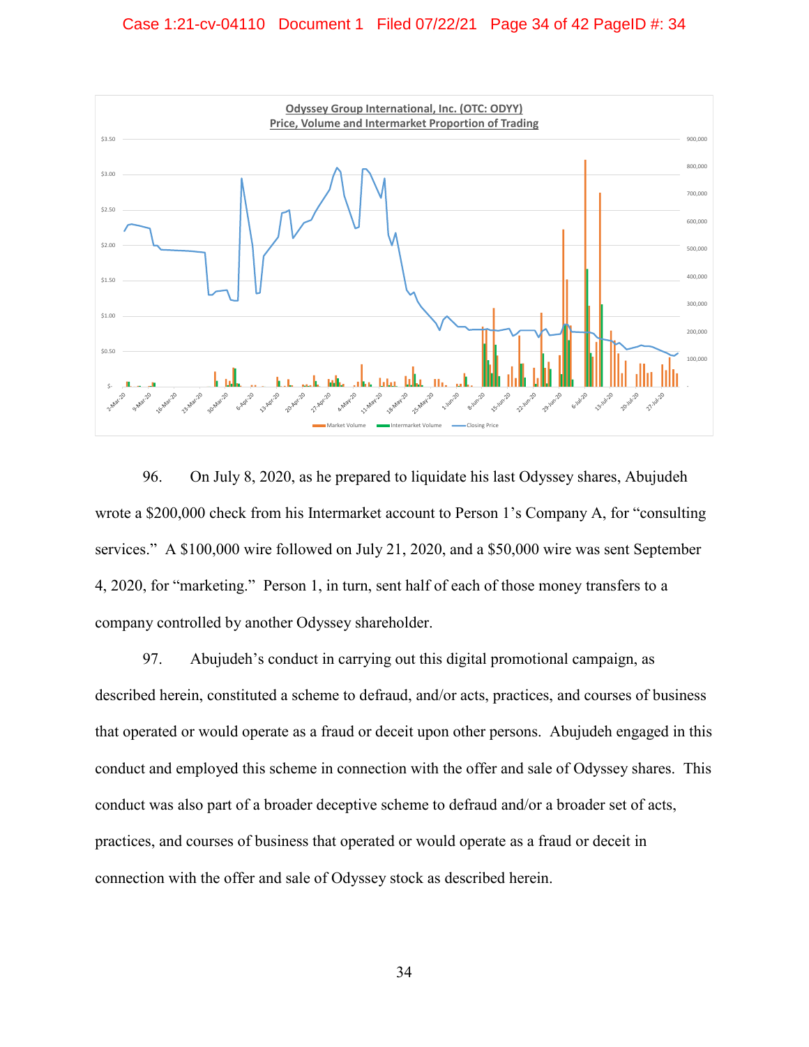**Odyssey Group International, Inc. (OTC: ODYY)**
**Price, Volume and Intermarket Proportion of Trading**

96. On July 8, 2020, as he prepared to liquidate his last Odyssey shares, Abujudeh wrote a $200,000 check from his Intermarket account to Person 1's Company A, for "consulting services." A $100,000 wire followed on July 21, 2020, and a $50,000 wire was sent September 4, 2020, for "marketing." Person 1, in turn, sent half of each of those money transfers to a company controlled by another Odyssey shareholder.

97. Abujudeh's conduct in carrying out this digital promotional campaign, as described herein, constituted a scheme to defraud, and/or acts, practices, and courses of business that operated or would operate as a fraud or deceit upon other persons. Abujudeh engaged in this conduct and employed this scheme in connection with the offer and sale of Odyssey shares. This conduct was also part of a broader deceptive scheme to defraud and/or a broader set of acts, practices, and courses of business that operated or would operate as a fraud or deceit in connection with the offer and sale of Odyssey stock as described herein.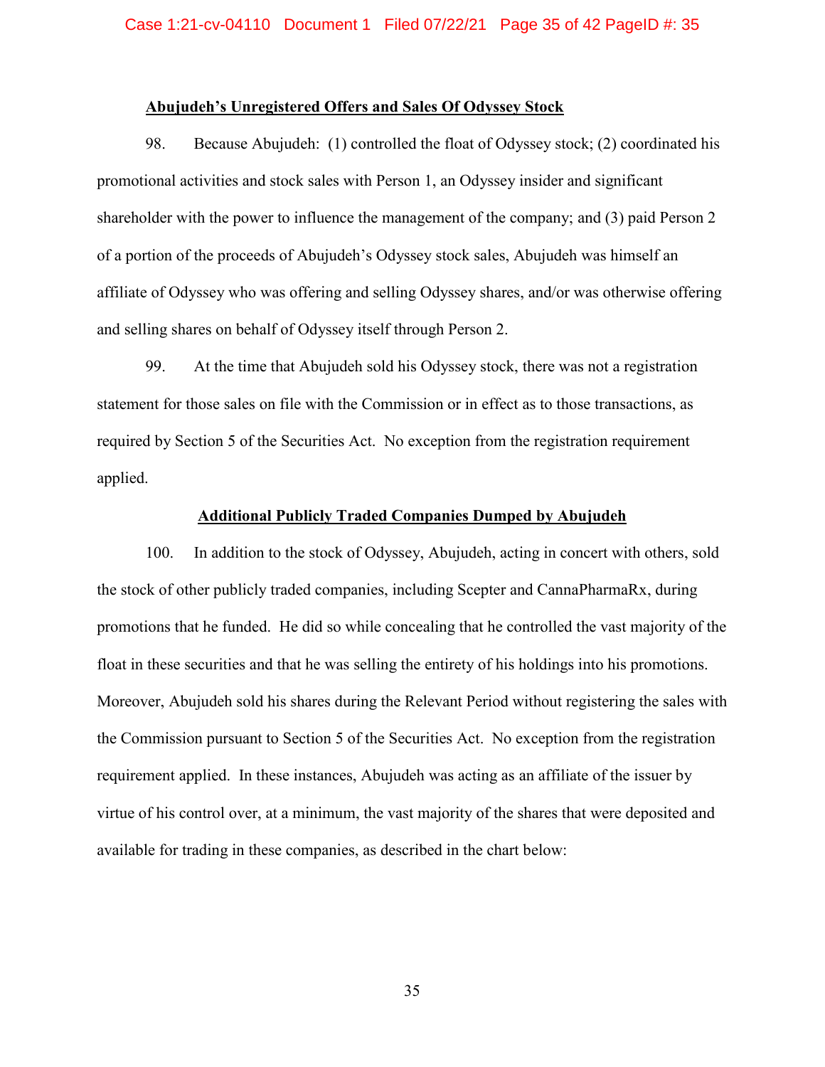**Abujudeh's Unregistered Offers and Sales Of Odyssey Stock**

98. Because Abujudeh: (1) controlled the float of Odyssey stock; (2) coordinated his promotional activities and stock sales with Person 1, an Odyssey insider and significant shareholder with the power to influence the management of the company; and (3) paid Person 2 of a portion of the proceeds of Abujudeh's Odyssey stock sales, Abujudeh was himself an affiliate of Odyssey who was offering and selling Odyssey shares, and/or was otherwise offering and selling shares on behalf of Odyssey itself through Person 2.

99. At the time that Abujudeh sold his Odyssey stock, there was not a registration statement for those sales on file with the Commission or in effect as to those transactions, as required by Section 5 of the Securities Act. No exception from the registration requirement applied.

**Additional Publicly Traded Companies Dumped by Abujudeh**

100. In addition to the stock of Odyssey, Abujudeh, acting in concert with others, sold the stock of other publicly traded companies, including Scepter and CannaPharmaRx, during promotions that he funded. He did so while concealing that he controlled the vast majority of the float in these securities and that he was selling the entirety of his holdings into his promotions. Moreover, Abujudeh sold his shares during the Relevant Period without registering the sales with the Commission pursuant to Section 5 of the Securities Act. No exception from the registration requirement applied. In these instances, Abujudeh was acting as an affiliate of the issuer by virtue of his control over, at a minimum, the vast majority of the shares that were deposited and available for trading in these companies, as described in the chart below: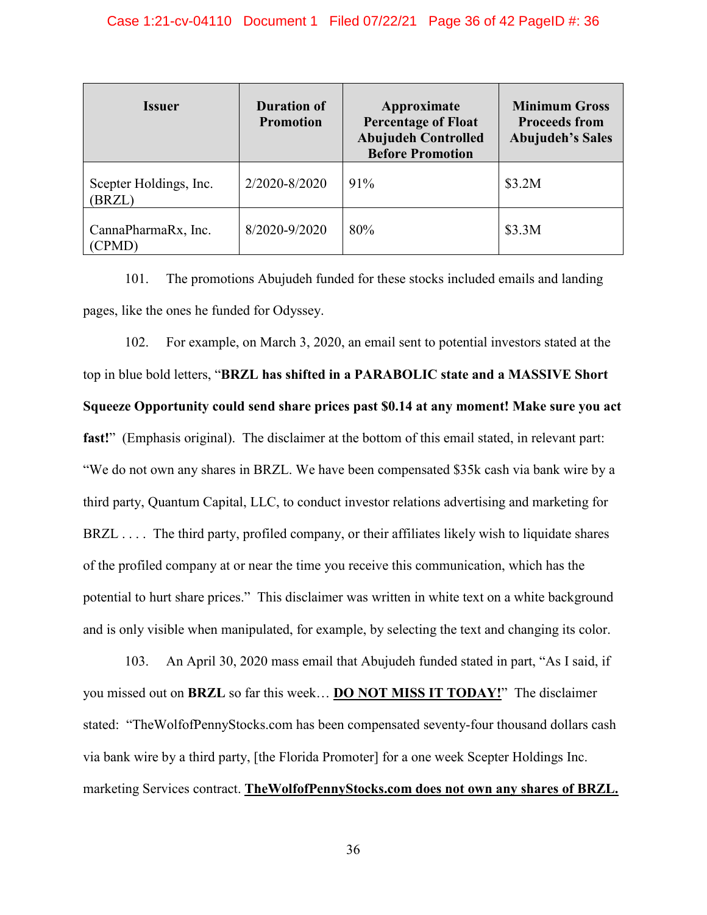| Issuer | Duration of Promotion | Approximate Percentage of Float Abujudeh Controlled Before Promotion | Minimum Gross Proceeds from Abujudeh's Sales |
| --- | --- | --- | --- |
| Scepter Holdings, Inc. (BRZL) | 2/2020-8/2020 | 91% | $3.2M |
| CannaPharmaRx, Inc. (CPMD) | 8/2020-9/2020 | 80% | $3.3M |

101. The promotions Abujudeh funded for these stocks included emails and landing pages, like the ones he funded for Odyssey.

102. For example, on March 3, 2020, an email sent to potential investors stated at the top in blue bold letters, "**BRZL has shifted in a PARABOLIC state and a MASSIVE Short Squeeze Opportunity could send share prices past $0.14 at any moment! Make sure you act fast!**" (Emphasis original). The disclaimer at the bottom of this email stated, in relevant part: "We do not own any shares in BRZL. We have been compensated $35k cash via bank wire by a third party, Quantum Capital, LLC, to conduct investor relations advertising and marketing for BRZL . . . . The third party, profiled company, or their affiliates likely wish to liquidate shares of the profiled company at or near the time you receive this communication, which has the potential to hurt share prices." This disclaimer was written in white text on a white background and is only visible when manipulated, for example, by selecting the text and changing its color.

103. An April 30, 2020 mass email that Abujudeh funded stated in part, "As I said, if you missed out on **BRZL** so far this week… **<u>DO NOT MISS IT TODAY!</u>**" The disclaimer stated: "TheWolfofPennyStocks.com has been compensated seventy-four thousand dollars cash via bank wire by a third party, [the Florida Promoter] for a one week Scepter Holdings Inc. marketing Services contract. **<u>TheWolfofPennyStocks.com does not own any shares of BRZL.</u>**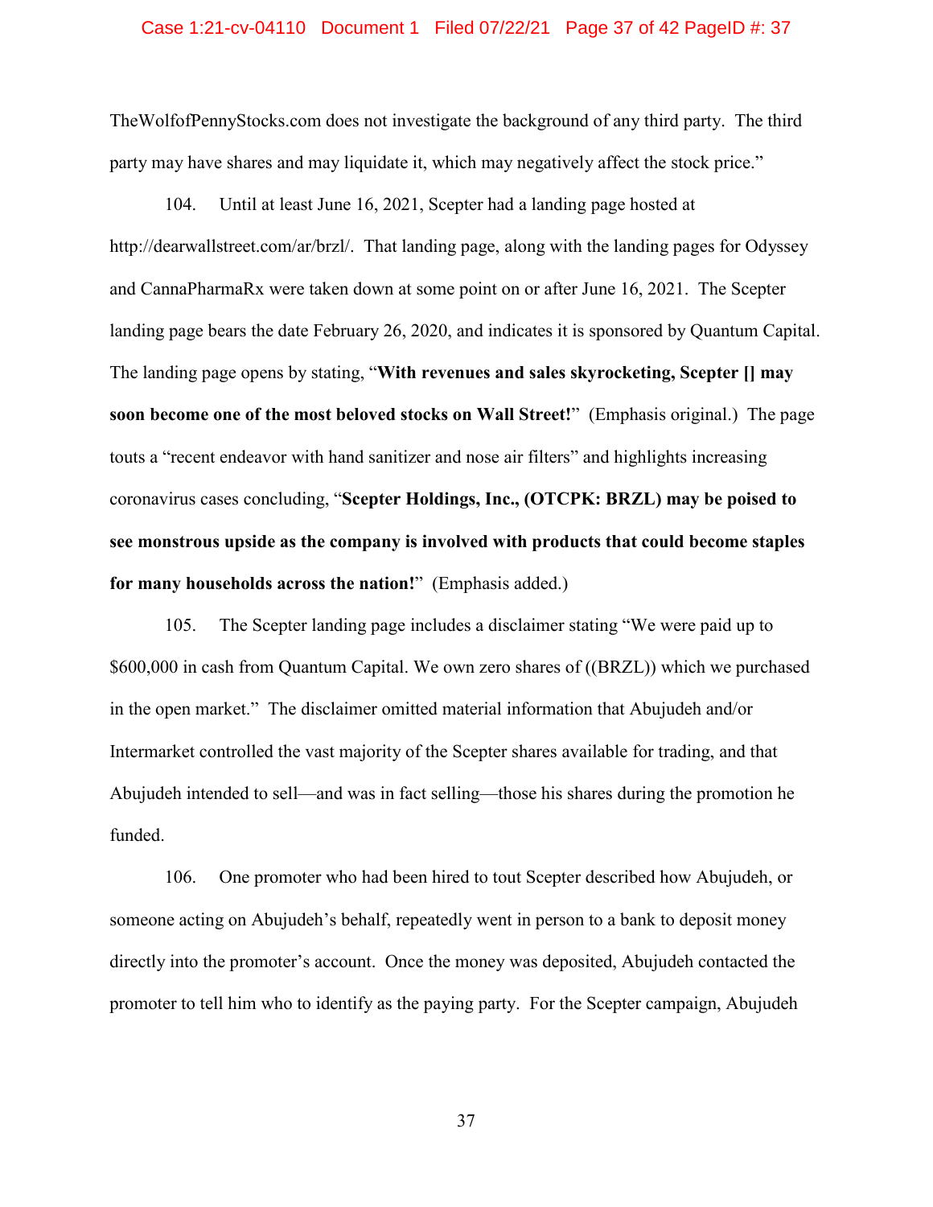TheWolfofPennyStocks.com does not investigate the background of any third party. The third party may have shares and may liquidate it, which may negatively affect the stock price."

104. Until at least June 16, 2021, Scepter had a landing page hosted at http://dearwallstreet.com/ar/brzl/. That landing page, along with the landing pages for Odyssey and CannaPharmaRx were taken down at some point on or after June 16, 2021. The Scepter landing page bears the date February 26, 2020, and indicates it is sponsored by Quantum Capital. The landing page opens by stating, "**With revenues and sales skyrocketing, Scepter [] may soon become one of the most beloved stocks on Wall Street!**" (Emphasis original.) The page touts a "recent endeavor with hand sanitizer and nose air filters" and highlights increasing coronavirus cases concluding, "**Scepter Holdings, Inc., (OTCPK: BRZL) may be poised to see monstrous upside as the company is involved with products that could become staples for many households across the nation!**" (Emphasis added.)

105. The Scepter landing page includes a disclaimer stating "We were paid up to $600,000 in cash from Quantum Capital. We own zero shares of ((BRZL)) which we purchased in the open market." The disclaimer omitted material information that Abujudeh and/or Intermarket controlled the vast majority of the Scepter shares available for trading, and that Abujudeh intended to sell—and was in fact selling—those his shares during the promotion he funded.

106. One promoter who had been hired to tout Scepter described how Abujudeh, or someone acting on Abujudeh's behalf, repeatedly went in person to a bank to deposit money directly into the promoter's account. Once the money was deposited, Abujudeh contacted the promoter to tell him who to identify as the paying party. For the Scepter campaign, Abujudeh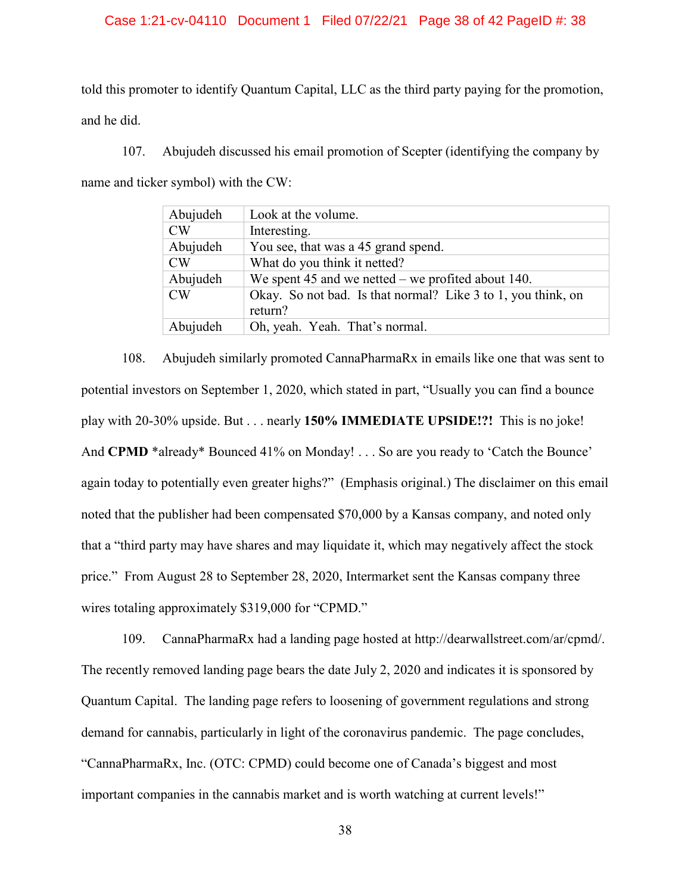told this promoter to identify Quantum Capital, LLC as the third party paying for the promotion, and he did.

107. Abujudeh discussed his email promotion of Scepter (identifying the company by name and ticker symbol) with the CW:

| | |
|---|---|
| Abujudeh | Look at the volume. |
| CW | Interesting. |
| Abujudeh | You see, that was a 45 grand spend. |
| CW | What do you think it netted? |
| Abujudeh | We spent 45 and we netted – we profited about 140. |
| CW | Okay. So not bad. Is that normal? Like 3 to 1, you think, on return? |
| Abujudeh | Oh, yeah. Yeah. That's normal. |

108. Abujudeh similarly promoted CannaPharmaRx in emails like one that was sent to potential investors on September 1, 2020, which stated in part, "Usually you can find a bounce play with 20-30% upside. But . . . nearly **150% IMMEDIATE UPSIDE!?!** This is no joke! And **CPMD** \*already\* Bounced 41% on Monday! . . . So are you ready to 'Catch the Bounce' again today to potentially even greater highs?" (Emphasis original.) The disclaimer on this email noted that the publisher had been compensated $70,000 by a Kansas company, and noted only that a "third party may have shares and may liquidate it, which may negatively affect the stock price." From August 28 to September 28, 2020, Intermarket sent the Kansas company three wires totaling approximately $319,000 for "CPMD."

109. CannaPharmaRx had a landing page hosted at http://dearwallstreet.com/ar/cpmd/. The recently removed landing page bears the date July 2, 2020 and indicates it is sponsored by Quantum Capital. The landing page refers to loosening of government regulations and strong demand for cannabis, particularly in light of the coronavirus pandemic. The page concludes, "CannaPharmaRx, Inc. (OTC: CPMD) could become one of Canada's biggest and most important companies in the cannabis market and is worth watching at current levels!"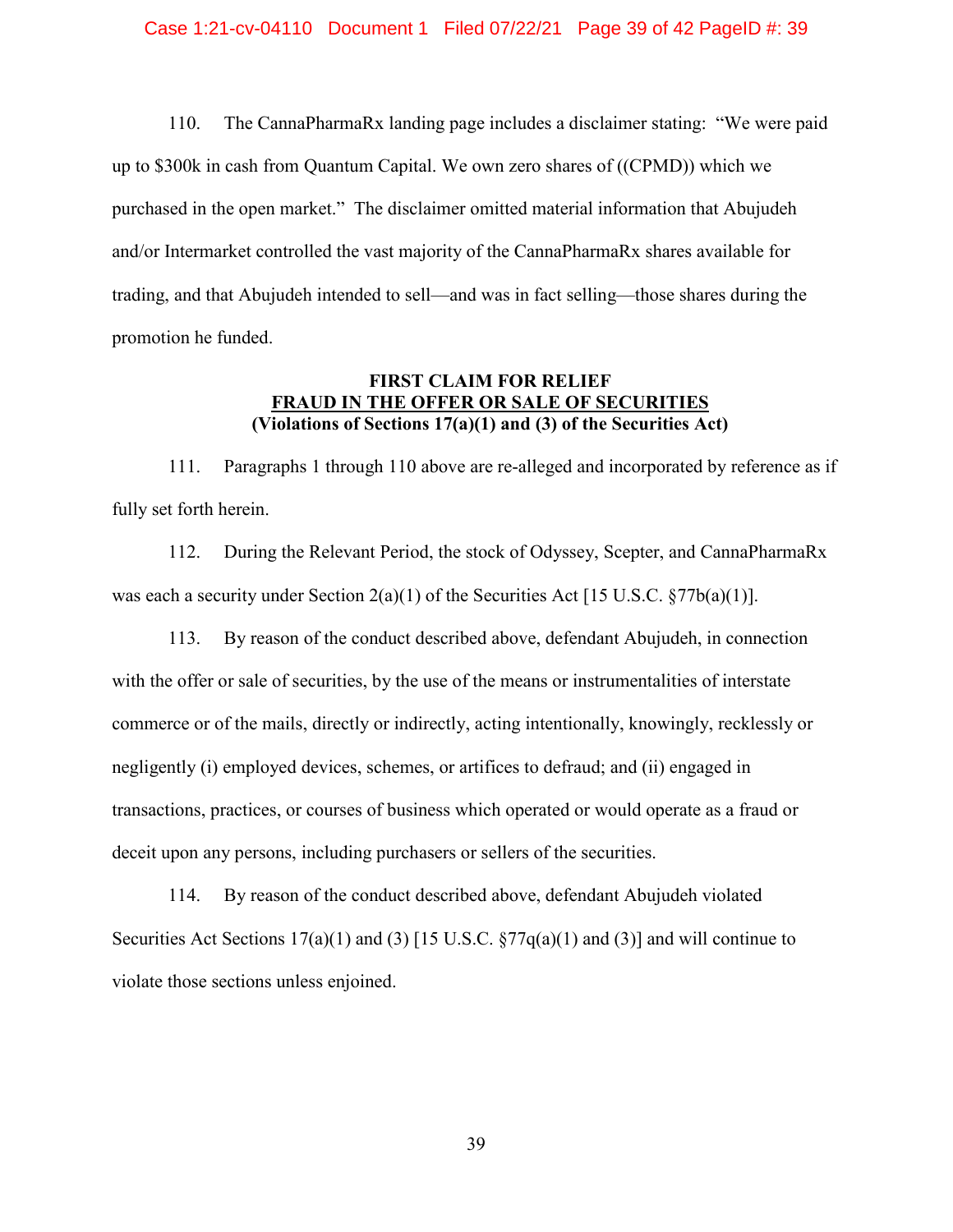110. The CannaPharmaRx landing page includes a disclaimer stating: "We were paid up to $300k in cash from Quantum Capital. We own zero shares of ((CPMD)) which we purchased in the open market." The disclaimer omitted material information that Abujudeh and/or Intermarket controlled the vast majority of the CannaPharmaRx shares available for trading, and that Abujudeh intended to sell—and was in fact selling—those shares during the promotion he funded.

**FIRST CLAIM FOR RELIEF**
**FRAUD IN THE OFFER OR SALE OF SECURITIES**
**(Violations of Sections 17(a)(1) and (3) of the Securities Act)**

111. Paragraphs 1 through 110 above are re-alleged and incorporated by reference as if fully set forth herein.

112. During the Relevant Period, the stock of Odyssey, Scepter, and CannaPharmaRx was each a security under Section 2(a)(1) of the Securities Act [15 U.S.C. §77b(a)(1)].

113. By reason of the conduct described above, defendant Abujudeh, in connection with the offer or sale of securities, by the use of the means or instrumentalities of interstate commerce or of the mails, directly or indirectly, acting intentionally, knowingly, recklessly or negligently (i) employed devices, schemes, or artifices to defraud; and (ii) engaged in transactions, practices, or courses of business which operated or would operate as a fraud or deceit upon any persons, including purchasers or sellers of the securities.

114. By reason of the conduct described above, defendant Abujudeh violated Securities Act Sections 17(a)(1) and (3) [15 U.S.C. §77q(a)(1) and (3)] and will continue to violate those sections unless enjoined.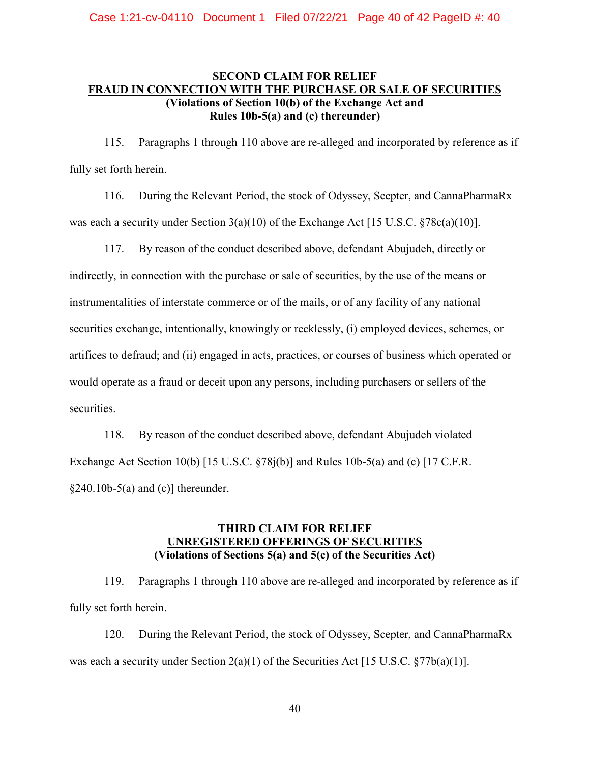## SECOND CLAIM FOR RELIEF

## FRAUD IN CONNECTION WITH THE PURCHASE OR SALE OF SECURITIES

**(Violations of Section 10(b) of the Exchange Act and Rules 10b-5(a) and (c) thereunder)**

115. Paragraphs 1 through 110 above are re-alleged and incorporated by reference as if fully set forth herein.

116. During the Relevant Period, the stock of Odyssey, Scepter, and CannaPharmaRx was each a security under Section 3(a)(10) of the Exchange Act [15 U.S.C. §78c(a)(10)].

117. By reason of the conduct described above, defendant Abujudeh, directly or indirectly, in connection with the purchase or sale of securities, by the use of the means or instrumentalities of interstate commerce or of the mails, or of any facility of any national securities exchange, intentionally, knowingly or recklessly, (i) employed devices, schemes, or artifices to defraud; and (ii) engaged in acts, practices, or courses of business which operated or would operate as a fraud or deceit upon any persons, including purchasers or sellers of the securities.

118. By reason of the conduct described above, defendant Abujudeh violated Exchange Act Section 10(b) [15 U.S.C. §78j(b)] and Rules 10b-5(a) and (c) [17 C.F.R. §240.10b-5(a) and (c)] thereunder.

## THIRD CLAIM FOR RELIEF

## UNREGISTERED OFFERINGS OF SECURITIES

**(Violations of Sections 5(a) and 5(c) of the Securities Act)**

119. Paragraphs 1 through 110 above are re-alleged and incorporated by reference as if fully set forth herein.

120. During the Relevant Period, the stock of Odyssey, Scepter, and CannaPharmaRx was each a security under Section 2(a)(1) of the Securities Act [15 U.S.C. §77b(a)(1)].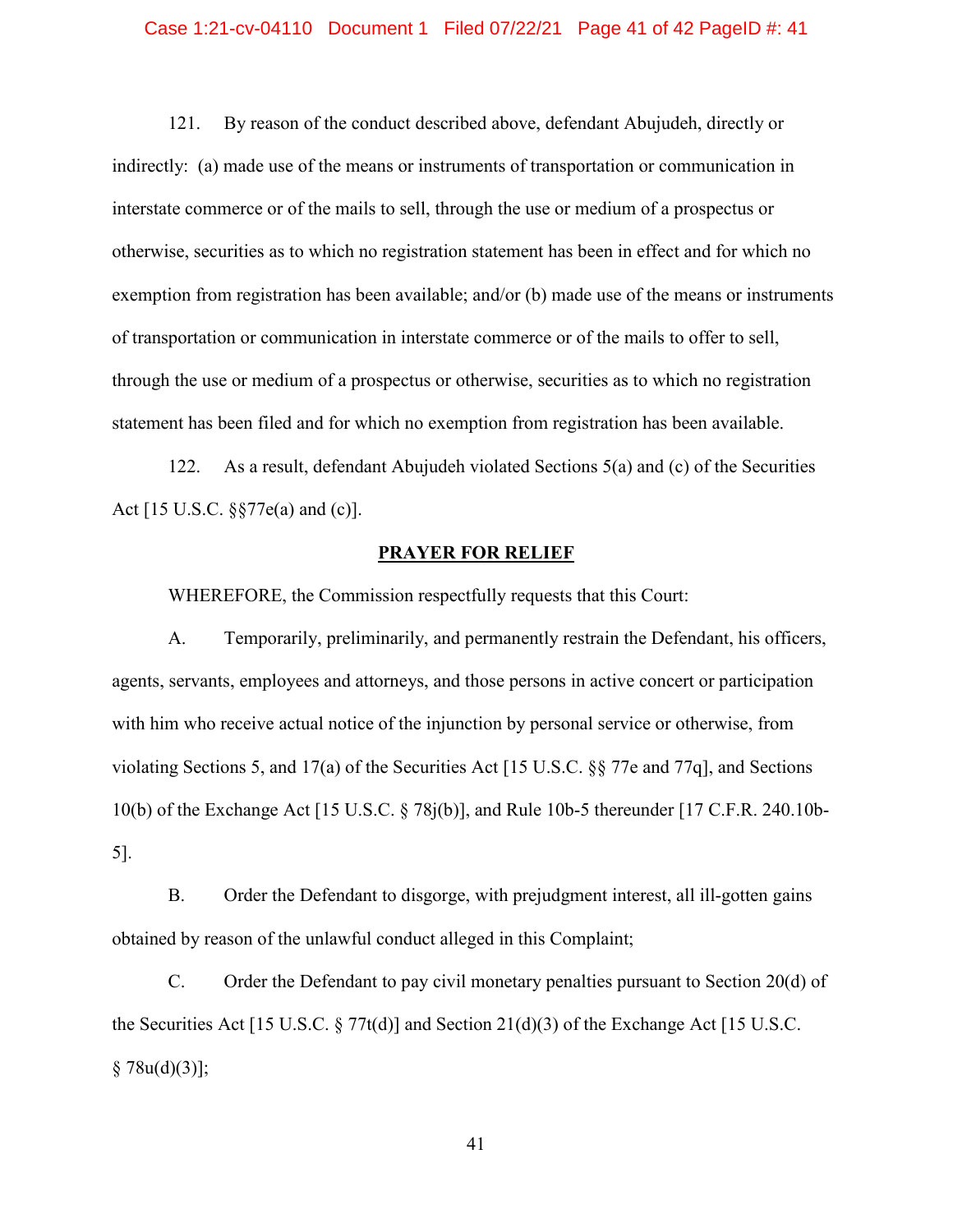121. By reason of the conduct described above, defendant Abujudeh, directly or indirectly: (a) made use of the means or instruments of transportation or communication in interstate commerce or of the mails to sell, through the use or medium of a prospectus or otherwise, securities as to which no registration statement has been in effect and for which no exemption from registration has been available; and/or (b) made use of the means or instruments of transportation or communication in interstate commerce or of the mails to offer to sell, through the use or medium of a prospectus or otherwise, securities as to which no registration statement has been filed and for which no exemption from registration has been available.

122. As a result, defendant Abujudeh violated Sections 5(a) and (c) of the Securities Act [15 U.S.C. §§77e(a) and (c)].

**PRAYER FOR RELIEF**

WHEREFORE, the Commission respectfully requests that this Court:

A. Temporarily, preliminarily, and permanently restrain the Defendant, his officers, agents, servants, employees and attorneys, and those persons in active concert or participation with him who receive actual notice of the injunction by personal service or otherwise, from violating Sections 5, and 17(a) of the Securities Act [15 U.S.C. §§ 77e and 77q], and Sections 10(b) of the Exchange Act [15 U.S.C. § 78j(b)], and Rule 10b-5 thereunder [17 C.F.R. 240.10b-5].

B. Order the Defendant to disgorge, with prejudgment interest, all ill-gotten gains obtained by reason of the unlawful conduct alleged in this Complaint;

C. Order the Defendant to pay civil monetary penalties pursuant to Section 20(d) of the Securities Act [15 U.S.C. § 77t(d)] and Section 21(d)(3) of the Exchange Act [15 U.S.C. § 78u(d)(3)];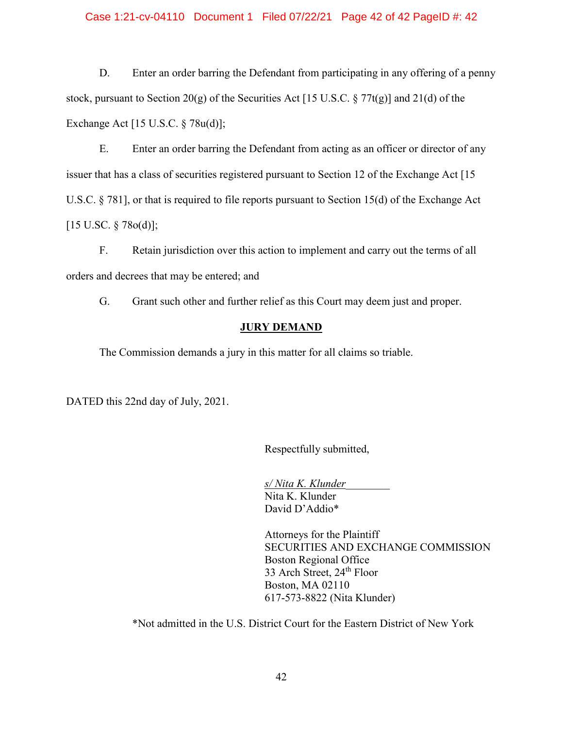D. Enter an order barring the Defendant from participating in any offering of a penny stock, pursuant to Section 20(g) of the Securities Act [15 U.S.C. § 77t(g)] and 21(d) of the Exchange Act [15 U.S.C. § 78u(d)];

E. Enter an order barring the Defendant from acting as an officer or director of any issuer that has a class of securities registered pursuant to Section 12 of the Exchange Act [15 U.S.C. § 78l], or that is required to file reports pursuant to Section 15(d) of the Exchange Act [15 U.SC. § 78o(d)];

F. Retain jurisdiction over this action to implement and carry out the terms of all orders and decrees that may be entered; and

G. Grant such other and further relief as this Court may deem just and proper.

**JURY DEMAND**

The Commission demands a jury in this matter for all claims so triable.

DATED this 22nd day of July, 2021.

Respectfully submitted,

*s/ Nita K. Klunder*
Nita K. Klunder
David D'Addio*

Attorneys for the Plaintiff
SECURITIES AND EXCHANGE COMMISSION
Boston Regional Office
33 Arch Street, 24th Floor
Boston, MA 02110
617-573-8822 (Nita Klunder)

*Not admitted in the U.S. District Court for the Eastern District of New York